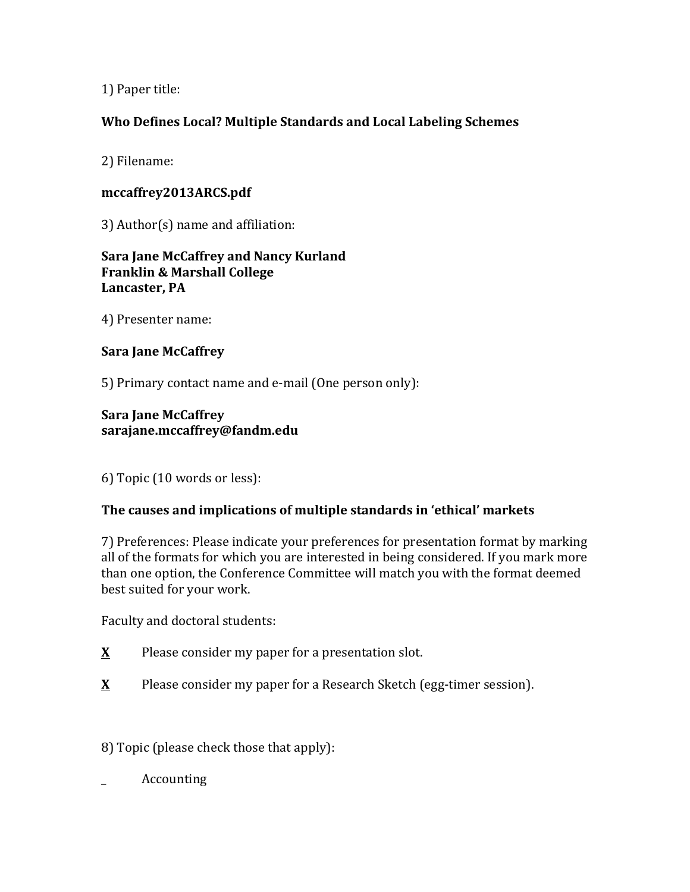1) Paper title:

**Who Defines Local? Multiple Standards and Local Labeling Schemes**

2) Filename:

**mccaffrey2013ARCS.pdf**

3) Author(s) name and affiliation:

**Sara Jane McCaffrey and Nancy Kurland**
**Franklin & Marshall College**
**Lancaster, PA**

4) Presenter name:

**Sara Jane McCaffrey**

5) Primary contact name and e-mail (One person only):

**Sara Jane McCaffrey**
**sarajane.mccaffrey@fandm.edu**

6) Topic (10 words or less):

**The causes and implications of multiple standards in 'ethical' markets**

7) Preferences: Please indicate your preferences for presentation format by marking all of the formats for which you are interested in being considered. If you mark more than one option, the Conference Committee will match you with the format deemed best suited for your work.

Faculty and doctoral students:

**X** Please consider my paper for a presentation slot.

**X** Please consider my paper for a Research Sketch (egg-timer session).

8) Topic (please check those that apply):

_ Accounting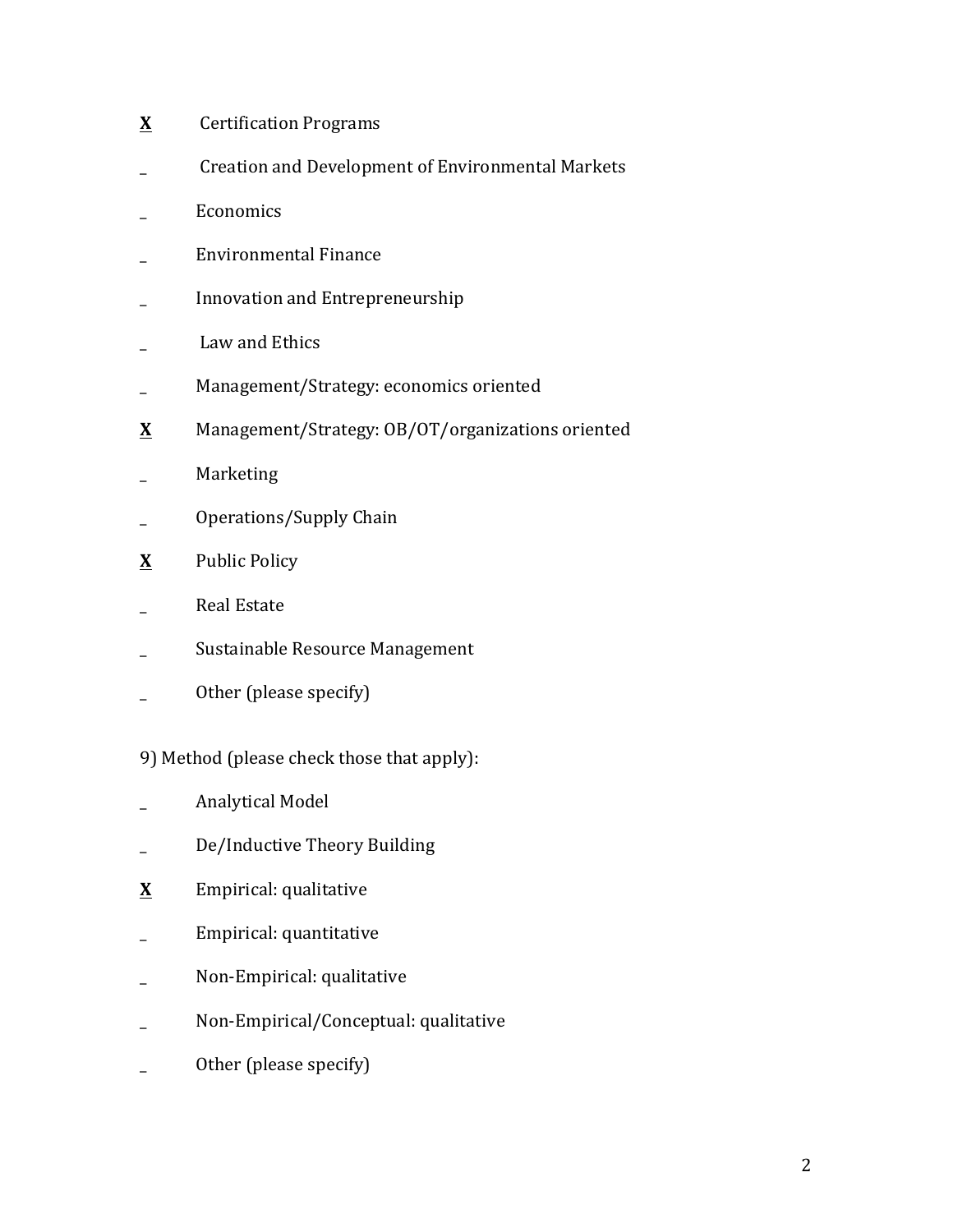**X** Certification Programs

_ Creation and Development of Environmental Markets

_ Economics

_ Environmental Finance

_ Innovation and Entrepreneurship

_ Law and Ethics

_ Management/Strategy: economics oriented

**X** Management/Strategy: OB/OT/organizations oriented

_ Marketing

_ Operations/Supply Chain

**X** Public Policy

_ Real Estate

_ Sustainable Resource Management

_ Other (please specify)

9) Method (please check those that apply):

_ Analytical Model

_ De/Inductive Theory Building

**X** Empirical: qualitative

_ Empirical: quantitative

_ Non-Empirical: qualitative

_ Non-Empirical/Conceptual: qualitative

_ Other (please specify)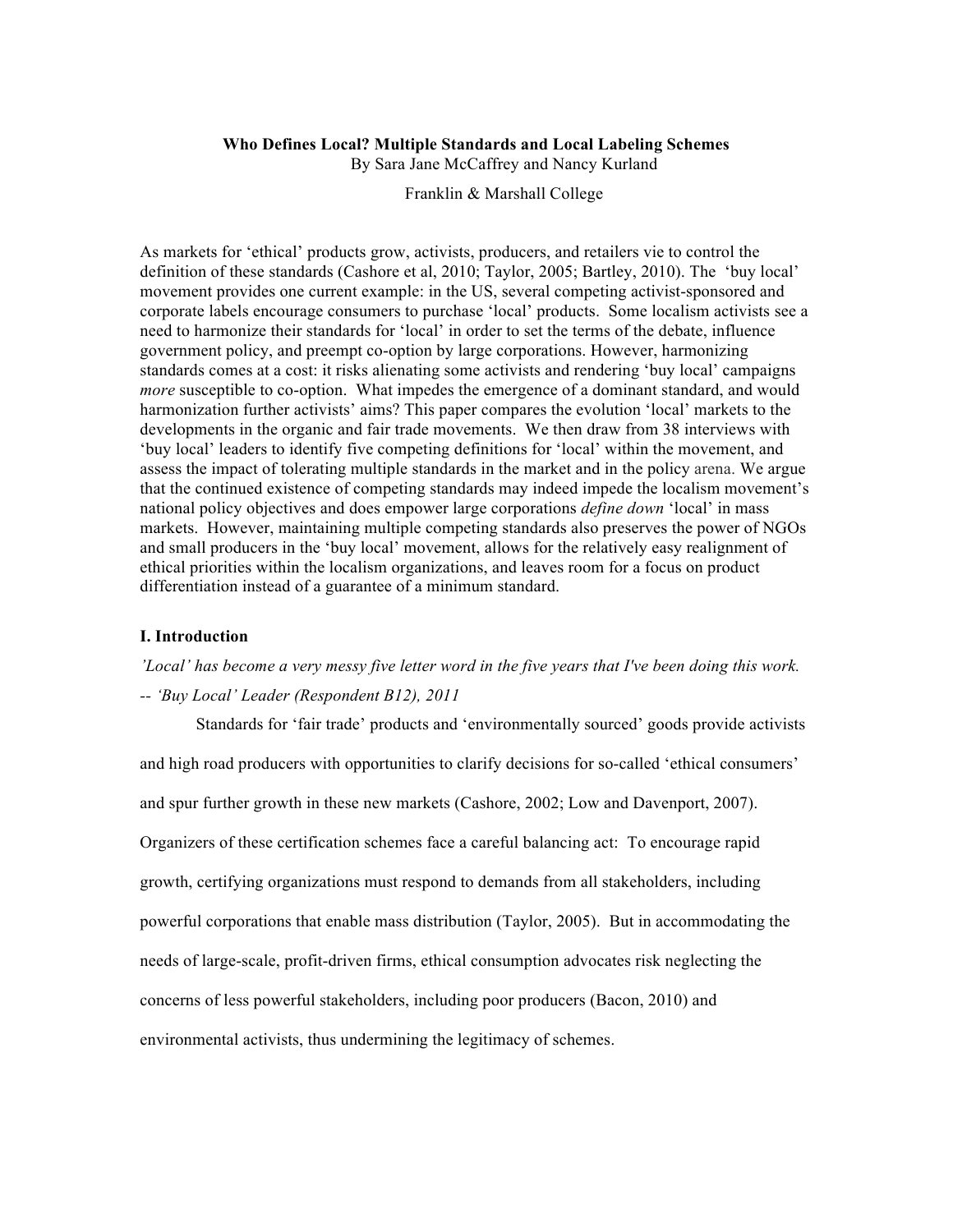**Who Defines Local? Multiple Standards and Local Labeling Schemes**

By Sara Jane McCaffrey and Nancy Kurland

Franklin & Marshall College

As markets for 'ethical' products grow, activists, producers, and retailers vie to control the definition of these standards (Cashore et al, 2010; Taylor, 2005; Bartley, 2010). The 'buy local' movement provides one current example: in the US, several competing activist-sponsored and corporate labels encourage consumers to purchase 'local' products. Some localism activists see a need to harmonize their standards for 'local' in order to set the terms of the debate, influence government policy, and preempt co-option by large corporations. However, harmonizing standards comes at a cost: it risks alienating some activists and rendering 'buy local' campaigns *more* susceptible to co-option. What impedes the emergence of a dominant standard, and would harmonization further activists' aims? This paper compares the evolution 'local' markets to the developments in the organic and fair trade movements. We then draw from 38 interviews with 'buy local' leaders to identify five competing definitions for 'local' within the movement, and assess the impact of tolerating multiple standards in the market and in the policy arena. We argue that the continued existence of competing standards may indeed impede the localism movement's national policy objectives and does empower large corporations *define down* 'local' in mass markets. However, maintaining multiple competing standards also preserves the power of NGOs and small producers in the 'buy local' movement, allows for the relatively easy realignment of ethical priorities within the localism organizations, and leaves room for a focus on product differentiation instead of a guarantee of a minimum standard.

## I. Introduction

*'Local' has become a very messy five letter word in the five years that I've been doing this work.*

*-- 'Buy Local' Leader (Respondent B12), 2011*

Standards for 'fair trade' products and 'environmentally sourced' goods provide activists and high road producers with opportunities to clarify decisions for so-called 'ethical consumers' and spur further growth in these new markets (Cashore, 2002; Low and Davenport, 2007). Organizers of these certification schemes face a careful balancing act: To encourage rapid growth, certifying organizations must respond to demands from all stakeholders, including powerful corporations that enable mass distribution (Taylor, 2005). But in accommodating the needs of large-scale, profit-driven firms, ethical consumption advocates risk neglecting the concerns of less powerful stakeholders, including poor producers (Bacon, 2010) and environmental activists, thus undermining the legitimacy of schemes.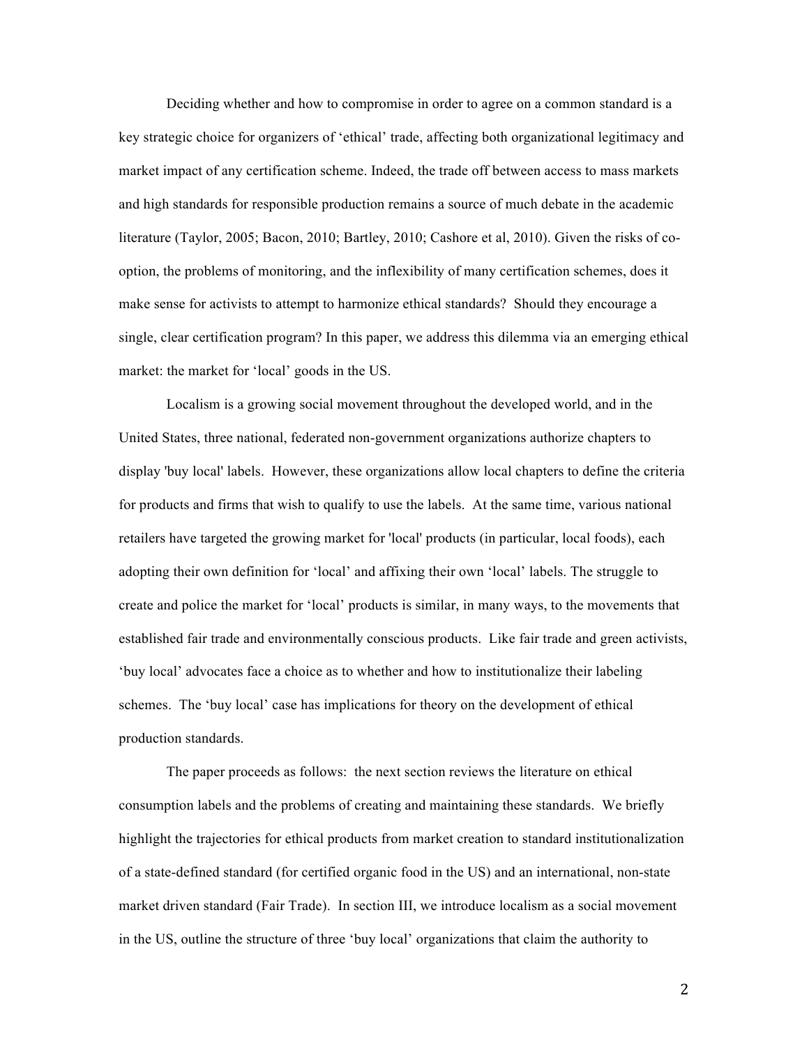Deciding whether and how to compromise in order to agree on a common standard is a key strategic choice for organizers of 'ethical' trade, affecting both organizational legitimacy and market impact of any certification scheme. Indeed, the trade off between access to mass markets and high standards for responsible production remains a source of much debate in the academic literature (Taylor, 2005; Bacon, 2010; Bartley, 2010; Cashore et al, 2010). Given the risks of co-option, the problems of monitoring, and the inflexibility of many certification schemes, does it make sense for activists to attempt to harmonize ethical standards? Should they encourage a single, clear certification program? In this paper, we address this dilemma via an emerging ethical market: the market for 'local' goods in the US.

Localism is a growing social movement throughout the developed world, and in the United States, three national, federated non-government organizations authorize chapters to display 'buy local' labels. However, these organizations allow local chapters to define the criteria for products and firms that wish to qualify to use the labels. At the same time, various national retailers have targeted the growing market for 'local' products (in particular, local foods), each adopting their own definition for 'local' and affixing their own 'local' labels. The struggle to create and police the market for 'local' products is similar, in many ways, to the movements that established fair trade and environmentally conscious products. Like fair trade and green activists, 'buy local' advocates face a choice as to whether and how to institutionalize their labeling schemes. The 'buy local' case has implications for theory on the development of ethical production standards.

The paper proceeds as follows: the next section reviews the literature on ethical consumption labels and the problems of creating and maintaining these standards. We briefly highlight the trajectories for ethical products from market creation to standard institutionalization of a state-defined standard (for certified organic food in the US) and an international, non-state market driven standard (Fair Trade). In section III, we introduce localism as a social movement in the US, outline the structure of three 'buy local' organizations that claim the authority to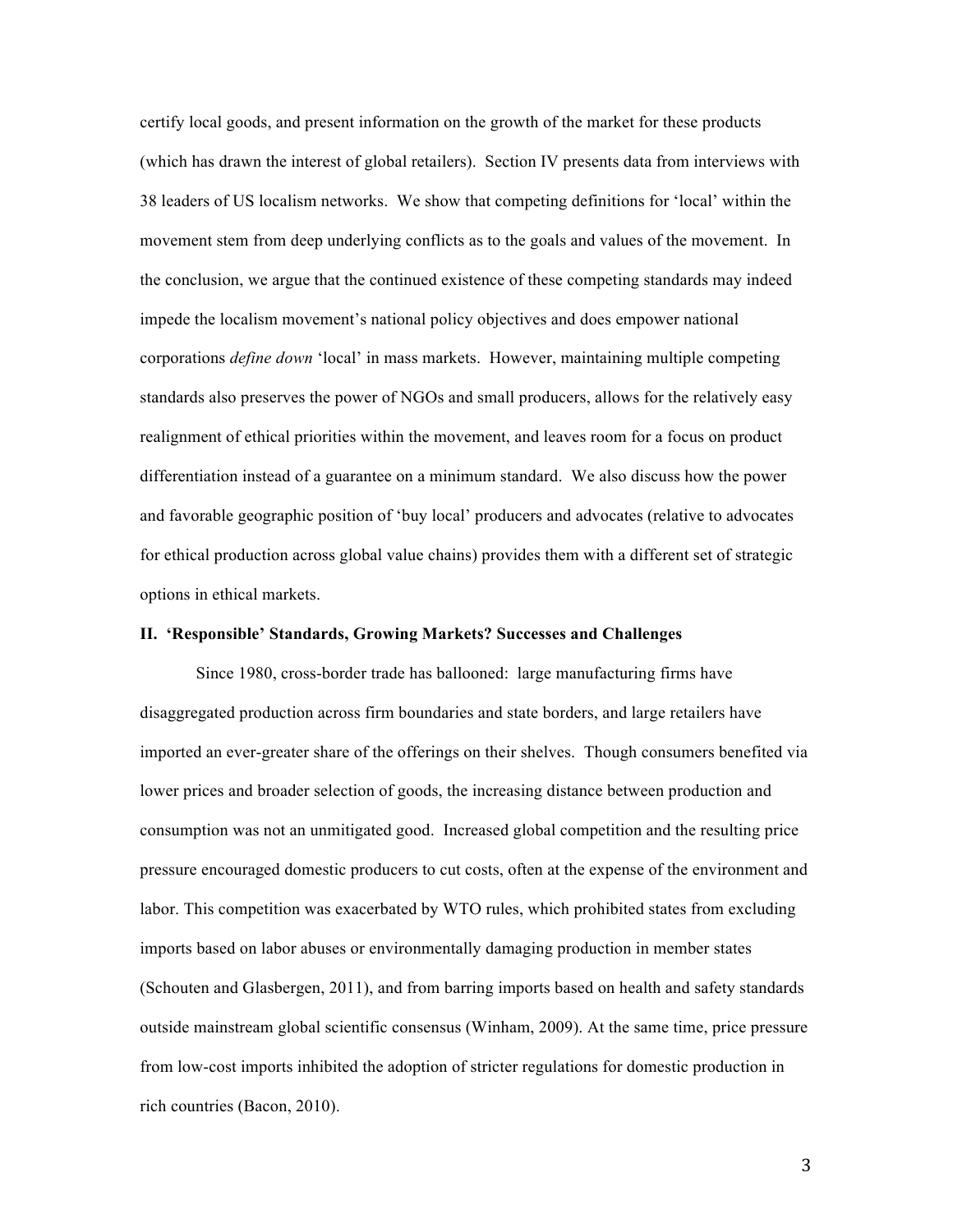certify local goods, and present information on the growth of the market for these products (which has drawn the interest of global retailers). Section IV presents data from interviews with 38 leaders of US localism networks. We show that competing definitions for 'local' within the movement stem from deep underlying conflicts as to the goals and values of the movement. In the conclusion, we argue that the continued existence of these competing standards may indeed impede the localism movement's national policy objectives and does empower national corporations *define down* 'local' in mass markets. However, maintaining multiple competing standards also preserves the power of NGOs and small producers, allows for the relatively easy realignment of ethical priorities within the movement, and leaves room for a focus on product differentiation instead of a guarantee on a minimum standard. We also discuss how the power and favorable geographic position of 'buy local' producers and advocates (relative to advocates for ethical production across global value chains) provides them with a different set of strategic options in ethical markets.

## II. 'Responsible' Standards, Growing Markets? Successes and Challenges

Since 1980, cross-border trade has ballooned: large manufacturing firms have disaggregated production across firm boundaries and state borders, and large retailers have imported an ever-greater share of the offerings on their shelves. Though consumers benefited via lower prices and broader selection of goods, the increasing distance between production and consumption was not an unmitigated good. Increased global competition and the resulting price pressure encouraged domestic producers to cut costs, often at the expense of the environment and labor. This competition was exacerbated by WTO rules, which prohibited states from excluding imports based on labor abuses or environmentally damaging production in member states (Schouten and Glasbergen, 2011), and from barring imports based on health and safety standards outside mainstream global scientific consensus (Winham, 2009). At the same time, price pressure from low-cost imports inhibited the adoption of stricter regulations for domestic production in rich countries (Bacon, 2010).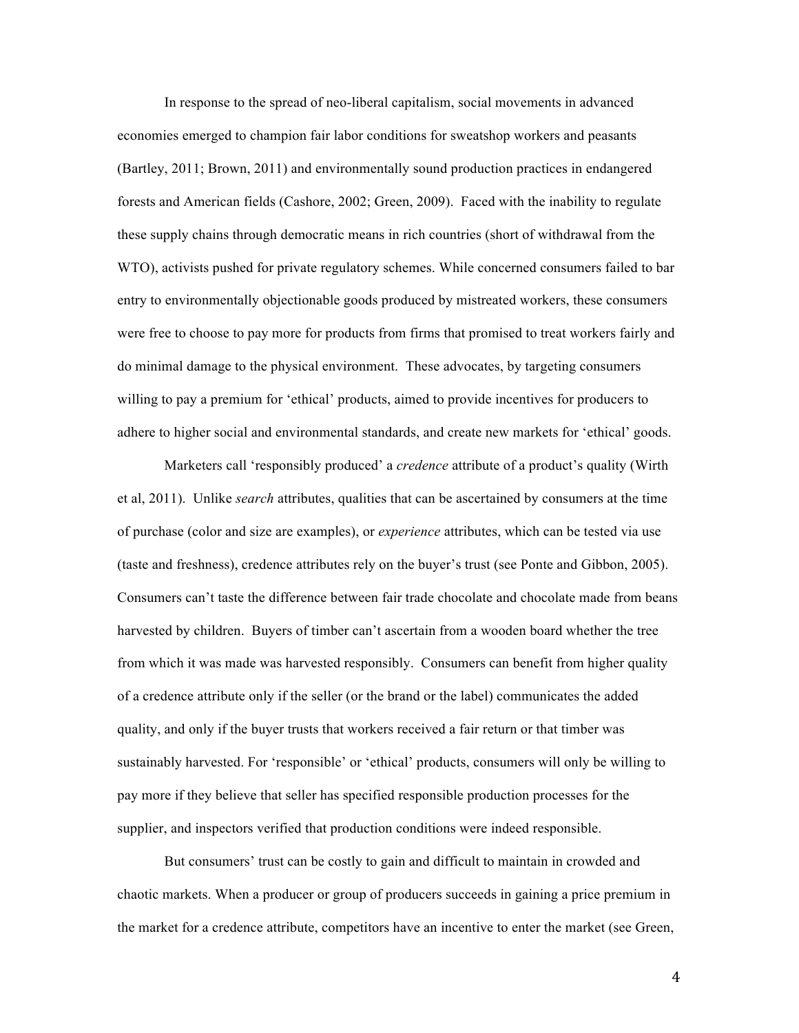In response to the spread of neo-liberal capitalism, social movements in advanced economies emerged to champion fair labor conditions for sweatshop workers and peasants (Bartley, 2011; Brown, 2011) and environmentally sound production practices in endangered forests and American fields (Cashore, 2002; Green, 2009). Faced with the inability to regulate these supply chains through democratic means in rich countries (short of withdrawal from the WTO), activists pushed for private regulatory schemes. While concerned consumers failed to bar entry to environmentally objectionable goods produced by mistreated workers, these consumers were free to choose to pay more for products from firms that promised to treat workers fairly and do minimal damage to the physical environment. These advocates, by targeting consumers willing to pay a premium for 'ethical' products, aimed to provide incentives for producers to adhere to higher social and environmental standards, and create new markets for 'ethical' goods.

Marketers call 'responsibly produced' a *credence* attribute of a product's quality (Wirth et al, 2011). Unlike *search* attributes, qualities that can be ascertained by consumers at the time of purchase (color and size are examples), or *experience* attributes, which can be tested via use (taste and freshness), credence attributes rely on the buyer's trust (see Ponte and Gibbon, 2005). Consumers can't taste the difference between fair trade chocolate and chocolate made from beans harvested by children. Buyers of timber can't ascertain from a wooden board whether the tree from which it was made was harvested responsibly. Consumers can benefit from higher quality of a credence attribute only if the seller (or the brand or the label) communicates the added quality, and only if the buyer trusts that workers received a fair return or that timber was sustainably harvested. For 'responsible' or 'ethical' products, consumers will only be willing to pay more if they believe that seller has specified responsible production processes for the supplier, and inspectors verified that production conditions were indeed responsible.

But consumers' trust can be costly to gain and difficult to maintain in crowded and chaotic markets. When a producer or group of producers succeeds in gaining a price premium in the market for a credence attribute, competitors have an incentive to enter the market (see Green,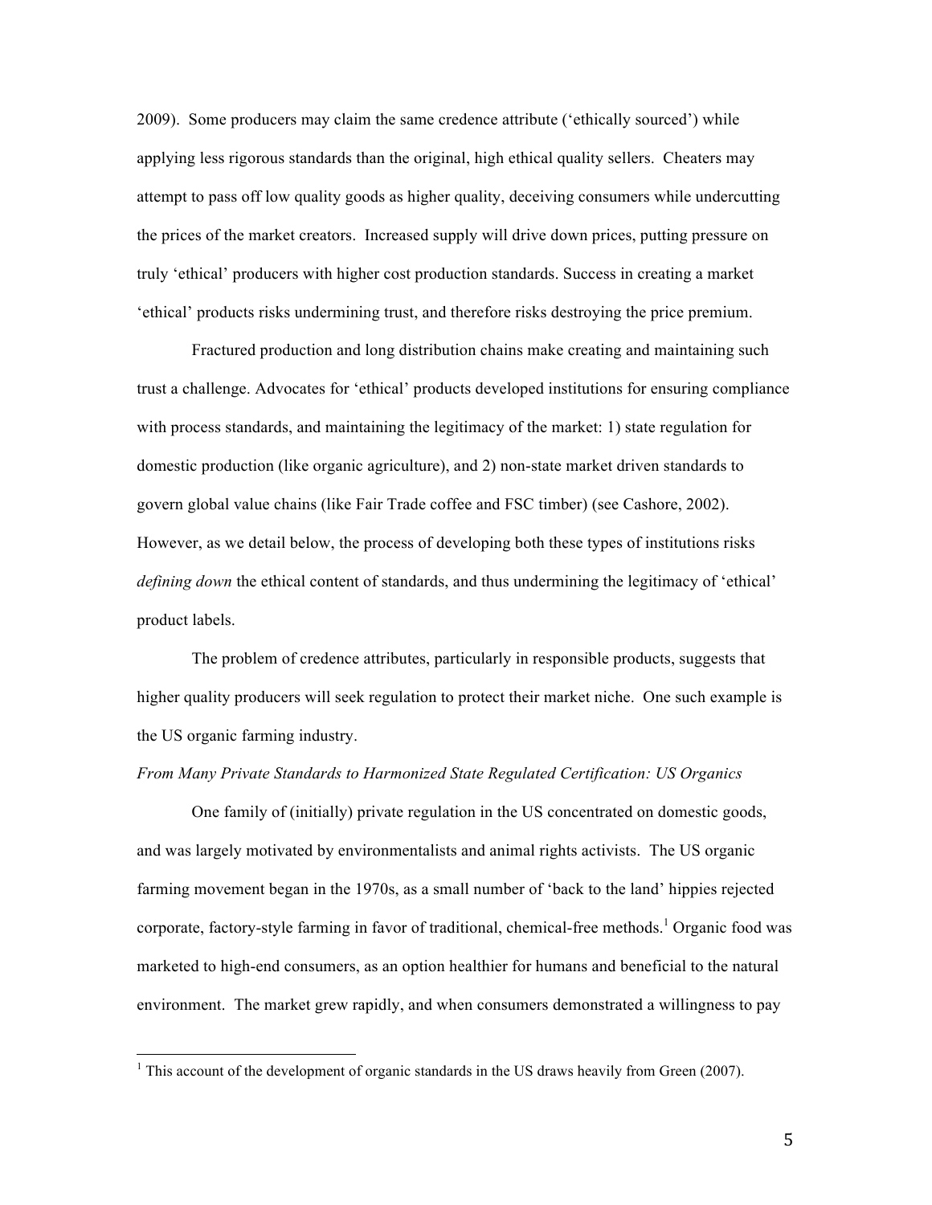2009). Some producers may claim the same credence attribute ('ethically sourced') while applying less rigorous standards than the original, high ethical quality sellers. Cheaters may attempt to pass off low quality goods as higher quality, deceiving consumers while undercutting the prices of the market creators. Increased supply will drive down prices, putting pressure on truly 'ethical' producers with higher cost production standards. Success in creating a market 'ethical' products risks undermining trust, and therefore risks destroying the price premium.

Fractured production and long distribution chains make creating and maintaining such trust a challenge. Advocates for 'ethical' products developed institutions for ensuring compliance with process standards, and maintaining the legitimacy of the market: 1) state regulation for domestic production (like organic agriculture), and 2) non-state market driven standards to govern global value chains (like Fair Trade coffee and FSC timber) (see Cashore, 2002). However, as we detail below, the process of developing both these types of institutions risks *defining down* the ethical content of standards, and thus undermining the legitimacy of 'ethical' product labels.

The problem of credence attributes, particularly in responsible products, suggests that higher quality producers will seek regulation to protect their market niche. One such example is the US organic farming industry.

*From Many Private Standards to Harmonized State Regulated Certification: US Organics*

One family of (initially) private regulation in the US concentrated on domestic goods, and was largely motivated by environmentalists and animal rights activists. The US organic farming movement began in the 1970s, as a small number of 'back to the land' hippies rejected corporate, factory-style farming in favor of traditional, chemical-free methods.[1] Organic food was marketed to high-end consumers, as an option healthier for humans and beneficial to the natural environment. The market grew rapidly, and when consumers demonstrated a willingness to pay

[1] This account of the development of organic standards in the US draws heavily from Green (2007).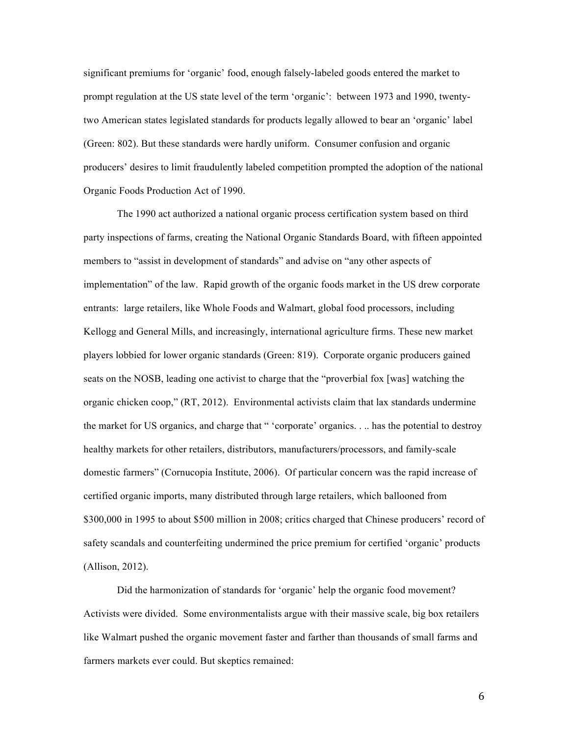significant premiums for 'organic' food, enough falsely-labeled goods entered the market to prompt regulation at the US state level of the term 'organic': between 1973 and 1990, twenty-two American states legislated standards for products legally allowed to bear an 'organic' label (Green: 802). But these standards were hardly uniform. Consumer confusion and organic producers' desires to limit fraudulently labeled competition prompted the adoption of the national Organic Foods Production Act of 1990.

The 1990 act authorized a national organic process certification system based on third party inspections of farms, creating the National Organic Standards Board, with fifteen appointed members to "assist in development of standards" and advise on "any other aspects of implementation" of the law. Rapid growth of the organic foods market in the US drew corporate entrants: large retailers, like Whole Foods and Walmart, global food processors, including Kellogg and General Mills, and increasingly, international agriculture firms. These new market players lobbied for lower organic standards (Green: 819). Corporate organic producers gained seats on the NOSB, leading one activist to charge that the "proverbial fox [was] watching the organic chicken coop," (RT, 2012). Environmental activists claim that lax standards undermine the market for US organics, and charge that " 'corporate' organics. . .. has the potential to destroy healthy markets for other retailers, distributors, manufacturers/processors, and family-scale domestic farmers" (Cornucopia Institute, 2006). Of particular concern was the rapid increase of certified organic imports, many distributed through large retailers, which ballooned from $300,000 in 1995 to about $500 million in 2008; critics charged that Chinese producers' record of safety scandals and counterfeiting undermined the price premium for certified 'organic' products (Allison, 2012).

Did the harmonization of standards for 'organic' help the organic food movement? Activists were divided. Some environmentalists argue with their massive scale, big box retailers like Walmart pushed the organic movement faster and farther than thousands of small farms and farmers markets ever could. But skeptics remained: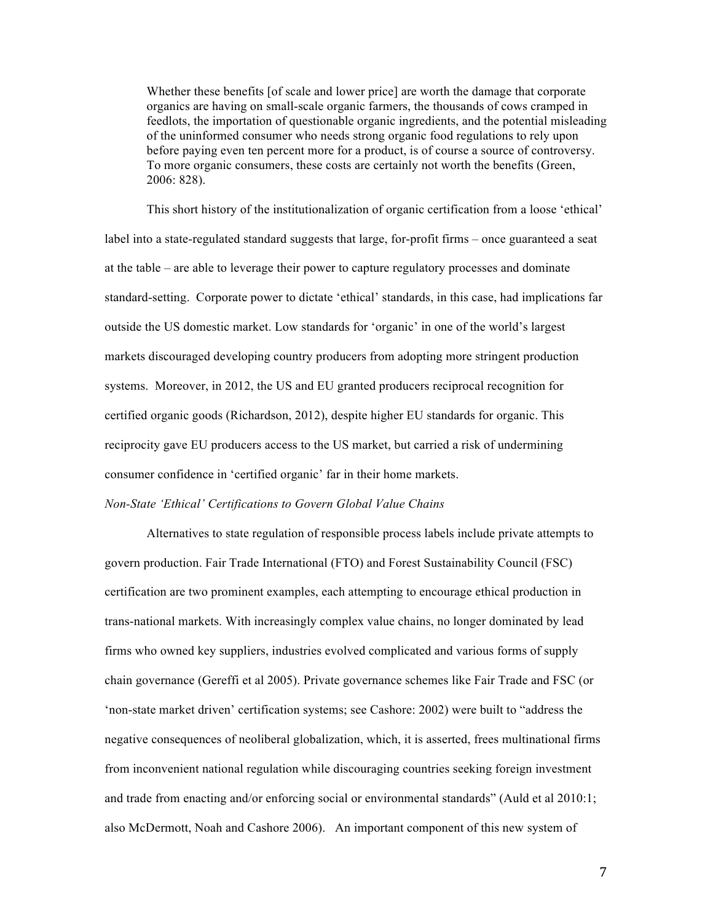> Whether these benefits [of scale and lower price] are worth the damage that corporate organics are having on small-scale organic farmers, the thousands of cows cramped in feedlots, the importation of questionable organic ingredients, and the potential misleading of the uninformed consumer who needs strong organic food regulations to rely upon before paying even ten percent more for a product, is of course a source of controversy. To more organic consumers, these costs are certainly not worth the benefits (Green, 2006: 828).

This short history of the institutionalization of organic certification from a loose 'ethical' label into a state-regulated standard suggests that large, for-profit firms – once guaranteed a seat at the table – are able to leverage their power to capture regulatory processes and dominate standard-setting. Corporate power to dictate 'ethical' standards, in this case, had implications far outside the US domestic market. Low standards for 'organic' in one of the world's largest markets discouraged developing country producers from adopting more stringent production systems. Moreover, in 2012, the US and EU granted producers reciprocal recognition for certified organic goods (Richardson, 2012), despite higher EU standards for organic. This reciprocity gave EU producers access to the US market, but carried a risk of undermining consumer confidence in 'certified organic' far in their home markets.

*Non-State 'Ethical' Certifications to Govern Global Value Chains*

Alternatives to state regulation of responsible process labels include private attempts to govern production. Fair Trade International (FTO) and Forest Sustainability Council (FSC) certification are two prominent examples, each attempting to encourage ethical production in trans-national markets. With increasingly complex value chains, no longer dominated by lead firms who owned key suppliers, industries evolved complicated and various forms of supply chain governance (Gereffi et al 2005). Private governance schemes like Fair Trade and FSC (or 'non-state market driven' certification systems; see Cashore: 2002) were built to "address the negative consequences of neoliberal globalization, which, it is asserted, frees multinational firms from inconvenient national regulation while discouraging countries seeking foreign investment and trade from enacting and/or enforcing social or environmental standards" (Auld et al 2010:1; also McDermott, Noah and Cashore 2006). An important component of this new system of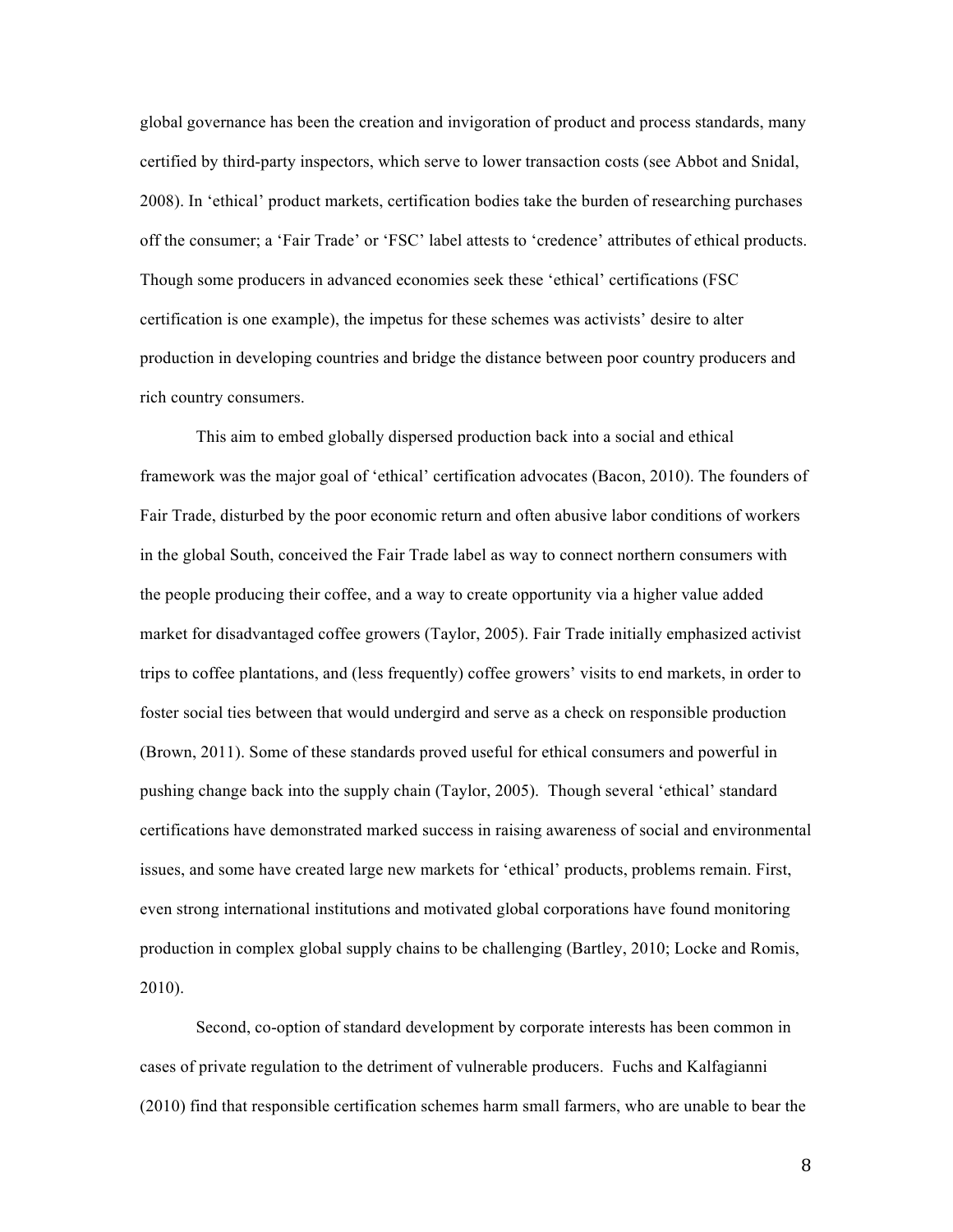global governance has been the creation and invigoration of product and process standards, many certified by third-party inspectors, which serve to lower transaction costs (see Abbot and Snidal, 2008). In 'ethical' product markets, certification bodies take the burden of researching purchases off the consumer; a 'Fair Trade' or 'FSC' label attests to 'credence' attributes of ethical products. Though some producers in advanced economies seek these 'ethical' certifications (FSC certification is one example), the impetus for these schemes was activists' desire to alter production in developing countries and bridge the distance between poor country producers and rich country consumers.

This aim to embed globally dispersed production back into a social and ethical framework was the major goal of 'ethical' certification advocates (Bacon, 2010). The founders of Fair Trade, disturbed by the poor economic return and often abusive labor conditions of workers in the global South, conceived the Fair Trade label as way to connect northern consumers with the people producing their coffee, and a way to create opportunity via a higher value added market for disadvantaged coffee growers (Taylor, 2005). Fair Trade initially emphasized activist trips to coffee plantations, and (less frequently) coffee growers' visits to end markets, in order to foster social ties between that would undergird and serve as a check on responsible production (Brown, 2011). Some of these standards proved useful for ethical consumers and powerful in pushing change back into the supply chain (Taylor, 2005). Though several 'ethical' standard certifications have demonstrated marked success in raising awareness of social and environmental issues, and some have created large new markets for 'ethical' products, problems remain. First, even strong international institutions and motivated global corporations have found monitoring production in complex global supply chains to be challenging (Bartley, 2010; Locke and Romis, 2010).

Second, co-option of standard development by corporate interests has been common in cases of private regulation to the detriment of vulnerable producers. Fuchs and Kalfagianni (2010) find that responsible certification schemes harm small farmers, who are unable to bear the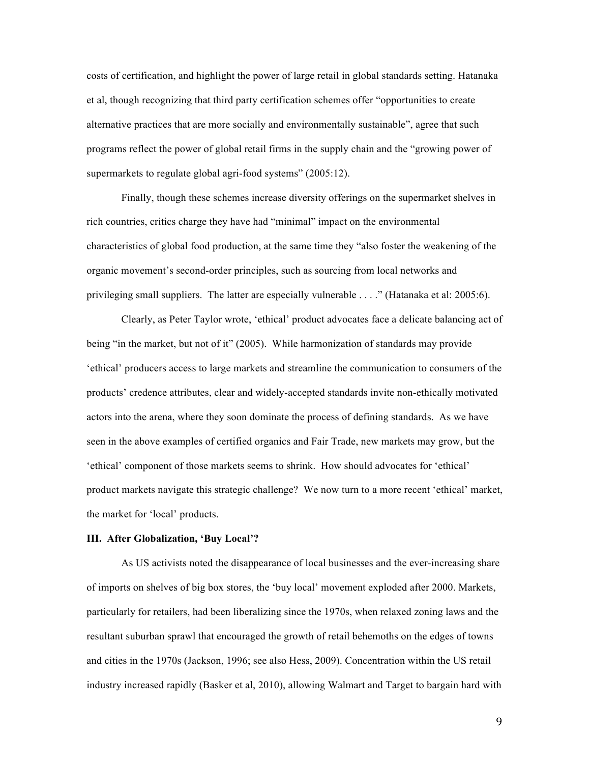costs of certification, and highlight the power of large retail in global standards setting. Hatanaka et al, though recognizing that third party certification schemes offer "opportunities to create alternative practices that are more socially and environmentally sustainable", agree that such programs reflect the power of global retail firms in the supply chain and the "growing power of supermarkets to regulate global agri-food systems" (2005:12).

Finally, though these schemes increase diversity offerings on the supermarket shelves in rich countries, critics charge they have had "minimal" impact on the environmental characteristics of global food production, at the same time they "also foster the weakening of the organic movement's second-order principles, such as sourcing from local networks and privileging small suppliers. The latter are especially vulnerable . . . ." (Hatanaka et al: 2005:6).

Clearly, as Peter Taylor wrote, 'ethical' product advocates face a delicate balancing act of being "in the market, but not of it" (2005). While harmonization of standards may provide 'ethical' producers access to large markets and streamline the communication to consumers of the products' credence attributes, clear and widely-accepted standards invite non-ethically motivated actors into the arena, where they soon dominate the process of defining standards. As we have seen in the above examples of certified organics and Fair Trade, new markets may grow, but the 'ethical' component of those markets seems to shrink. How should advocates for 'ethical' product markets navigate this strategic challenge? We now turn to a more recent 'ethical' market, the market for 'local' products.

### III. After Globalization, 'Buy Local'?

As US activists noted the disappearance of local businesses and the ever-increasing share of imports on shelves of big box stores, the 'buy local' movement exploded after 2000. Markets, particularly for retailers, had been liberalizing since the 1970s, when relaxed zoning laws and the resultant suburban sprawl that encouraged the growth of retail behemoths on the edges of towns and cities in the 1970s (Jackson, 1996; see also Hess, 2009). Concentration within the US retail industry increased rapidly (Basker et al, 2010), allowing Walmart and Target to bargain hard with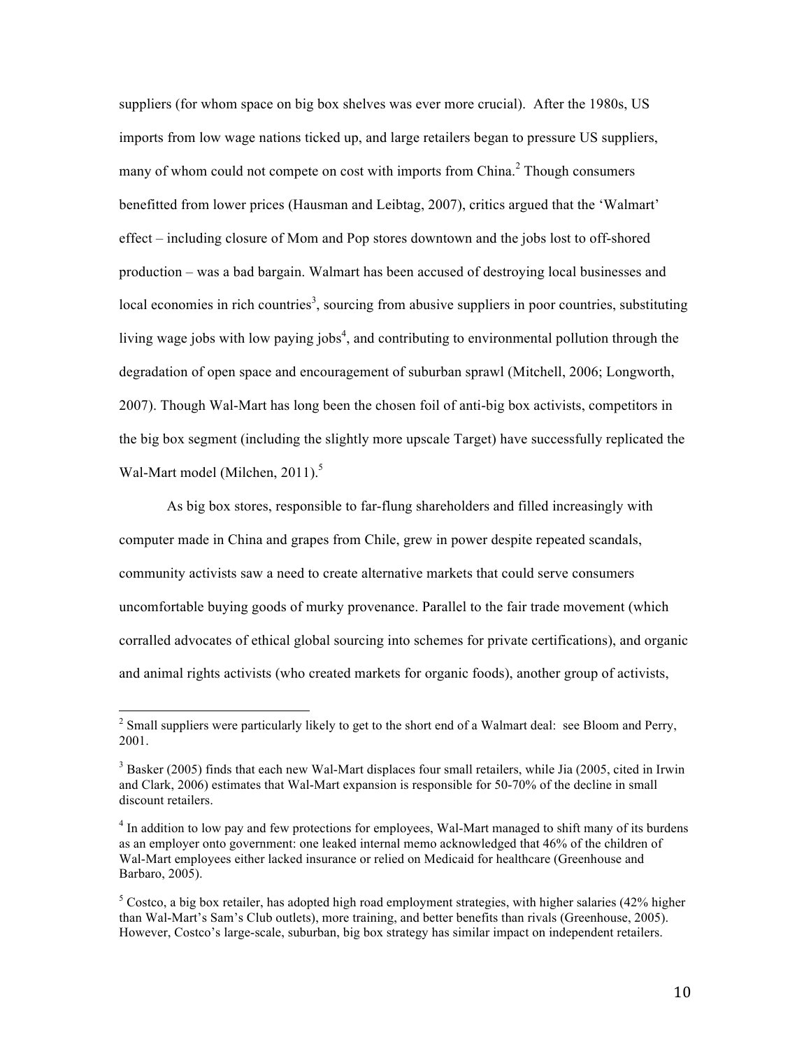suppliers (for whom space on big box shelves was ever more crucial). After the 1980s, US imports from low wage nations ticked up, and large retailers began to pressure US suppliers, many of whom could not compete on cost with imports from China.[2] Though consumers benefitted from lower prices (Hausman and Leibtag, 2007), critics argued that the 'Walmart' effect – including closure of Mom and Pop stores downtown and the jobs lost to off-shored production – was a bad bargain. Walmart has been accused of destroying local businesses and local economies in rich countries[3], sourcing from abusive suppliers in poor countries, substituting living wage jobs with low paying jobs[4], and contributing to environmental pollution through the degradation of open space and encouragement of suburban sprawl (Mitchell, 2006; Longworth, 2007). Though Wal-Mart has long been the chosen foil of anti-big box activists, competitors in the big box segment (including the slightly more upscale Target) have successfully replicated the Wal-Mart model (Milchen, 2011).[5]

As big box stores, responsible to far-flung shareholders and filled increasingly with computer made in China and grapes from Chile, grew in power despite repeated scandals, community activists saw a need to create alternative markets that could serve consumers uncomfortable buying goods of murky provenance. Parallel to the fair trade movement (which corralled advocates of ethical global sourcing into schemes for private certifications), and organic and animal rights activists (who created markets for organic foods), another group of activists,

---

[2] Small suppliers were particularly likely to get to the short end of a Walmart deal: see Bloom and Perry, 2001.

[3] Basker (2005) finds that each new Wal-Mart displaces four small retailers, while Jia (2005, cited in Irwin and Clark, 2006) estimates that Wal-Mart expansion is responsible for 50-70% of the decline in small discount retailers.

[4] In addition to low pay and few protections for employees, Wal-Mart managed to shift many of its burdens as an employer onto government: one leaked internal memo acknowledged that 46% of the children of Wal-Mart employees either lacked insurance or relied on Medicaid for healthcare (Greenhouse and Barbaro, 2005).

[5] Costco, a big box retailer, has adopted high road employment strategies, with higher salaries (42% higher than Wal-Mart's Sam's Club outlets), more training, and better benefits than rivals (Greenhouse, 2005). However, Costco's large-scale, suburban, big box strategy has similar impact on independent retailers.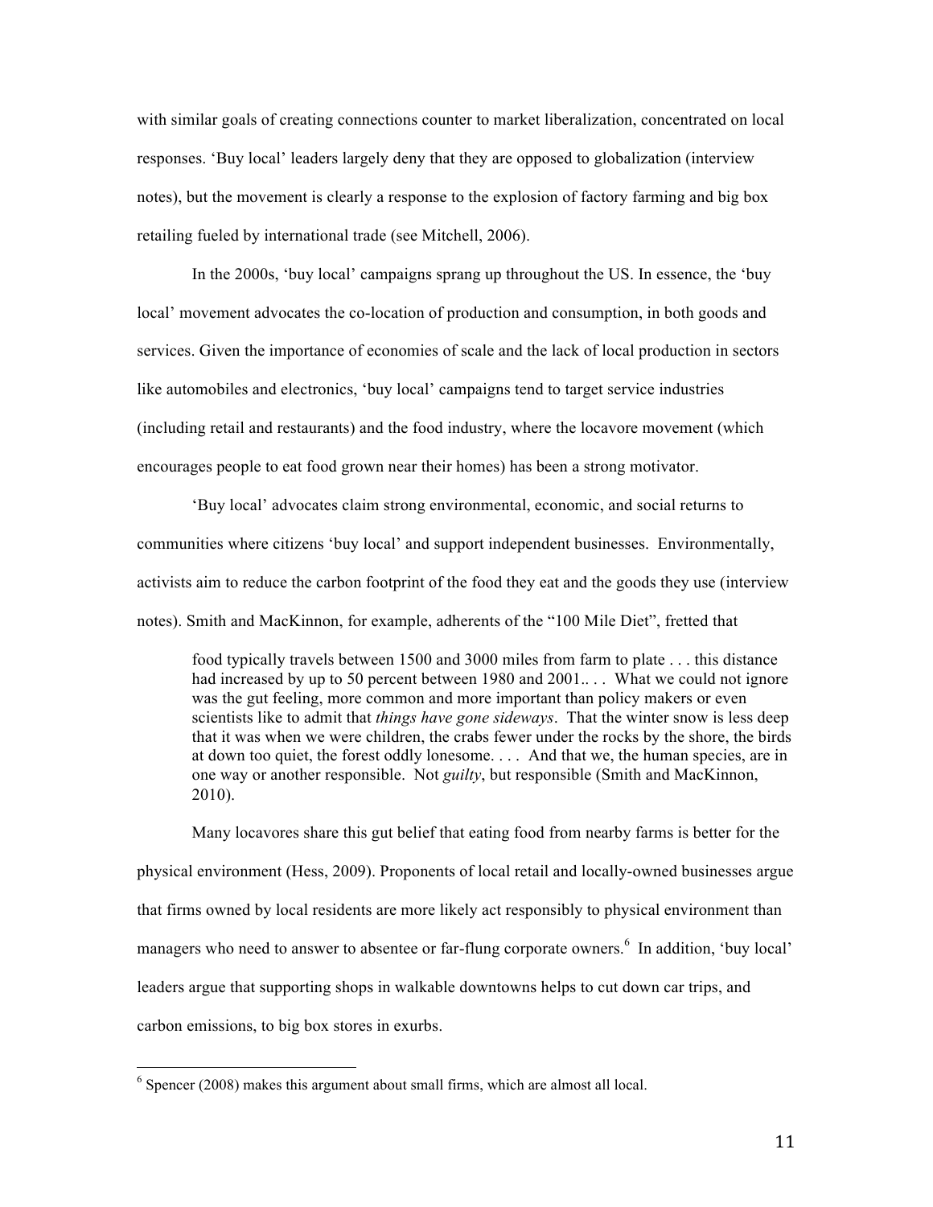with similar goals of creating connections counter to market liberalization, concentrated on local responses. 'Buy local' leaders largely deny that they are opposed to globalization (interview notes), but the movement is clearly a response to the explosion of factory farming and big box retailing fueled by international trade (see Mitchell, 2006).

In the 2000s, 'buy local' campaigns sprang up throughout the US. In essence, the 'buy local' movement advocates the co-location of production and consumption, in both goods and services. Given the importance of economies of scale and the lack of local production in sectors like automobiles and electronics, 'buy local' campaigns tend to target service industries (including retail and restaurants) and the food industry, where the locavore movement (which encourages people to eat food grown near their homes) has been a strong motivator.

'Buy local' advocates claim strong environmental, economic, and social returns to communities where citizens 'buy local' and support independent businesses. Environmentally, activists aim to reduce the carbon footprint of the food they eat and the goods they use (interview notes). Smith and MacKinnon, for example, adherents of the "100 Mile Diet", fretted that

> food typically travels between 1500 and 3000 miles from farm to plate . . . this distance had increased by up to 50 percent between 1980 and 2001.. . . What we could not ignore was the gut feeling, more common and more important than policy makers or even scientists like to admit that *things have gone sideways*. That the winter snow is less deep that it was when we were children, the crabs fewer under the rocks by the shore, the birds at down too quiet, the forest oddly lonesome. . . . And that we, the human species, are in one way or another responsible. Not *guilty*, but responsible (Smith and MacKinnon, 2010).

Many locavores share this gut belief that eating food from nearby farms is better for the physical environment (Hess, 2009). Proponents of local retail and locally-owned businesses argue that firms owned by local residents are more likely act responsibly to physical environment than managers who need to answer to absentee or far-flung corporate owners.[6] In addition, 'buy local' leaders argue that supporting shops in walkable downtowns helps to cut down car trips, and carbon emissions, to big box stores in exurbs.

[6] Spencer (2008) makes this argument about small firms, which are almost all local.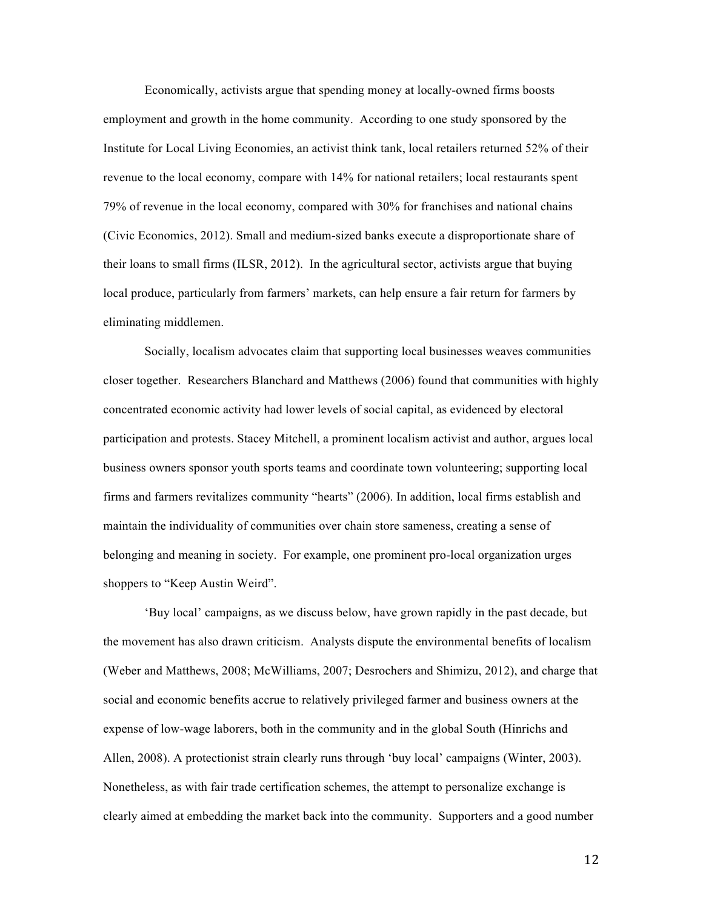Economically, activists argue that spending money at locally-owned firms boosts employment and growth in the home community. According to one study sponsored by the Institute for Local Living Economies, an activist think tank, local retailers returned 52% of their revenue to the local economy, compare with 14% for national retailers; local restaurants spent 79% of revenue in the local economy, compared with 30% for franchises and national chains (Civic Economics, 2012). Small and medium-sized banks execute a disproportionate share of their loans to small firms (ILSR, 2012). In the agricultural sector, activists argue that buying local produce, particularly from farmers' markets, can help ensure a fair return for farmers by eliminating middlemen.

Socially, localism advocates claim that supporting local businesses weaves communities closer together. Researchers Blanchard and Matthews (2006) found that communities with highly concentrated economic activity had lower levels of social capital, as evidenced by electoral participation and protests. Stacey Mitchell, a prominent localism activist and author, argues local business owners sponsor youth sports teams and coordinate town volunteering; supporting local firms and farmers revitalizes community "hearts" (2006). In addition, local firms establish and maintain the individuality of communities over chain store sameness, creating a sense of belonging and meaning in society. For example, one prominent pro-local organization urges shoppers to "Keep Austin Weird".

'Buy local' campaigns, as we discuss below, have grown rapidly in the past decade, but the movement has also drawn criticism. Analysts dispute the environmental benefits of localism (Weber and Matthews, 2008; McWilliams, 2007; Desrochers and Shimizu, 2012), and charge that social and economic benefits accrue to relatively privileged farmer and business owners at the expense of low-wage laborers, both in the community and in the global South (Hinrichs and Allen, 2008). A protectionist strain clearly runs through 'buy local' campaigns (Winter, 2003). Nonetheless, as with fair trade certification schemes, the attempt to personalize exchange is clearly aimed at embedding the market back into the community. Supporters and a good number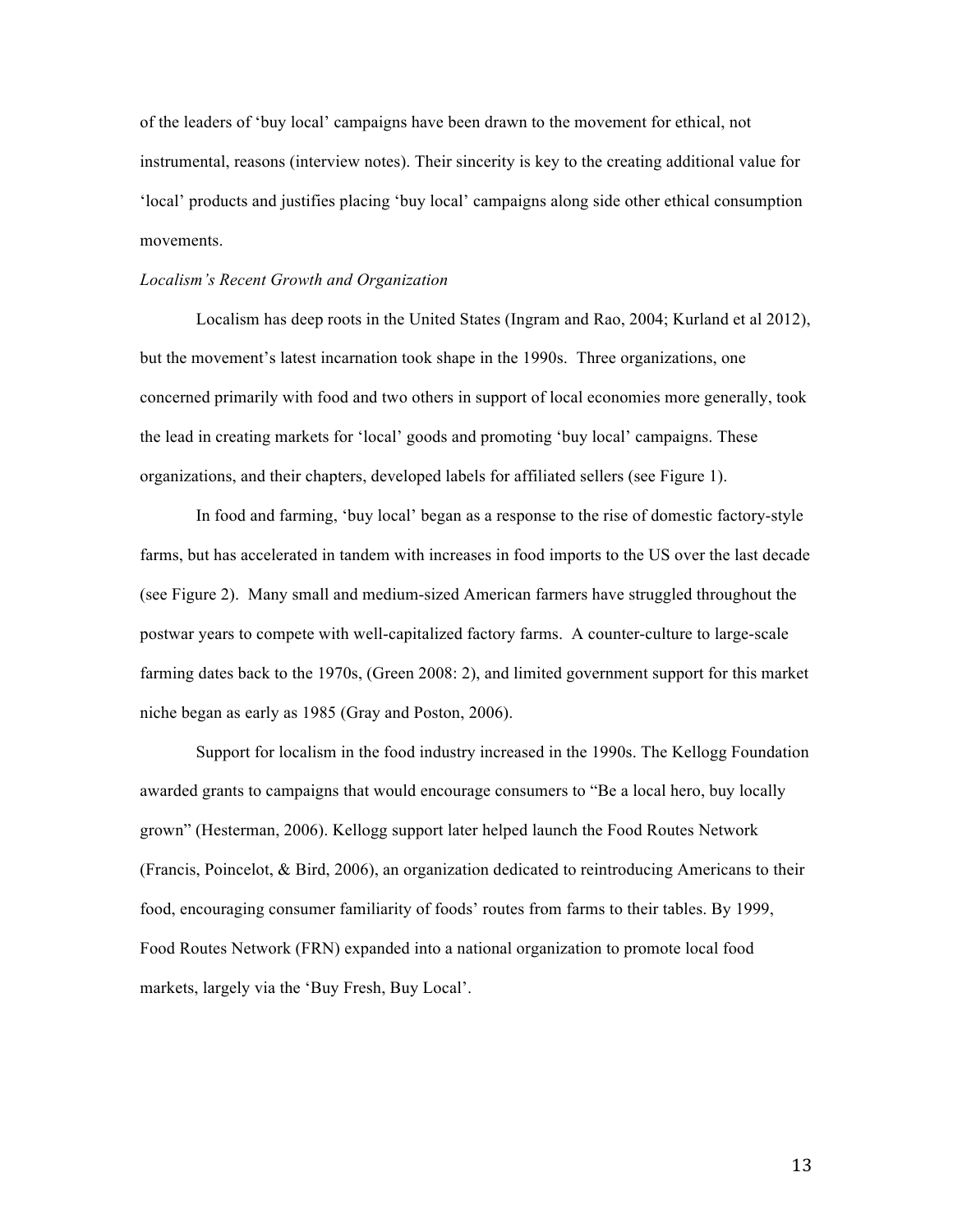of the leaders of 'buy local' campaigns have been drawn to the movement for ethical, not instrumental, reasons (interview notes). Their sincerity is key to the creating additional value for 'local' products and justifies placing 'buy local' campaigns along side other ethical consumption movements.

*Localism's Recent Growth and Organization*

Localism has deep roots in the United States (Ingram and Rao, 2004; Kurland et al 2012), but the movement's latest incarnation took shape in the 1990s. Three organizations, one concerned primarily with food and two others in support of local economies more generally, took the lead in creating markets for 'local' goods and promoting 'buy local' campaigns. These organizations, and their chapters, developed labels for affiliated sellers (see Figure 1).

In food and farming, 'buy local' began as a response to the rise of domestic factory-style farms, but has accelerated in tandem with increases in food imports to the US over the last decade (see Figure 2). Many small and medium-sized American farmers have struggled throughout the postwar years to compete with well-capitalized factory farms. A counter-culture to large-scale farming dates back to the 1970s, (Green 2008: 2), and limited government support for this market niche began as early as 1985 (Gray and Poston, 2006).

Support for localism in the food industry increased in the 1990s. The Kellogg Foundation awarded grants to campaigns that would encourage consumers to "Be a local hero, buy locally grown" (Hesterman, 2006). Kellogg support later helped launch the Food Routes Network (Francis, Poincelot, & Bird, 2006), an organization dedicated to reintroducing Americans to their food, encouraging consumer familiarity of foods' routes from farms to their tables. By 1999, Food Routes Network (FRN) expanded into a national organization to promote local food markets, largely via the 'Buy Fresh, Buy Local'.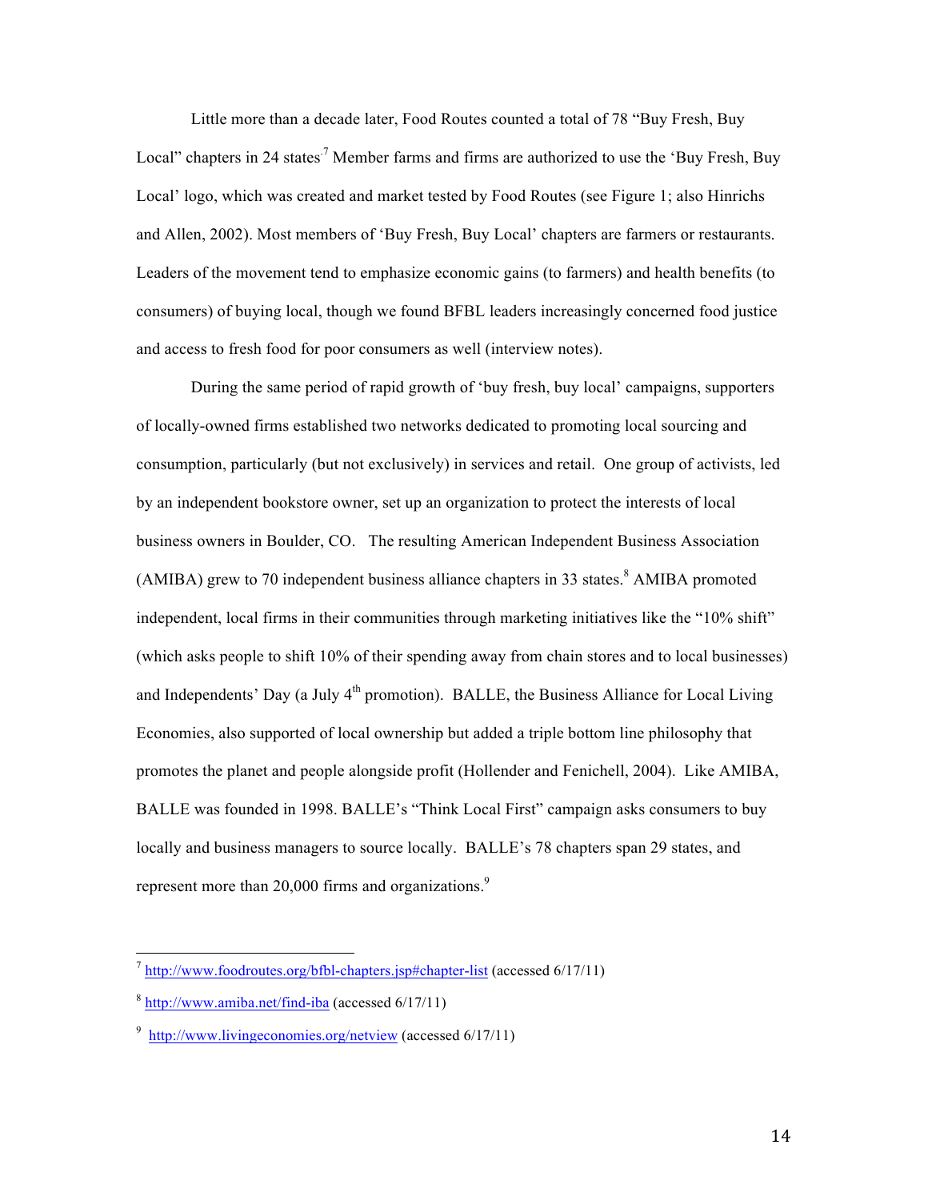Little more than a decade later, Food Routes counted a total of 78 "Buy Fresh, Buy Local" chapters in 24 states.[7] Member farms and firms are authorized to use the 'Buy Fresh, Buy Local' logo, which was created and market tested by Food Routes (see Figure 1; also Hinrichs and Allen, 2002). Most members of 'Buy Fresh, Buy Local' chapters are farmers or restaurants. Leaders of the movement tend to emphasize economic gains (to farmers) and health benefits (to consumers) of buying local, though we found BFBL leaders increasingly concerned food justice and access to fresh food for poor consumers as well (interview notes).

During the same period of rapid growth of 'buy fresh, buy local' campaigns, supporters of locally-owned firms established two networks dedicated to promoting local sourcing and consumption, particularly (but not exclusively) in services and retail. One group of activists, led by an independent bookstore owner, set up an organization to protect the interests of local business owners in Boulder, CO. The resulting American Independent Business Association (AMIBA) grew to 70 independent business alliance chapters in 33 states.[8] AMIBA promoted independent, local firms in their communities through marketing initiatives like the "10% shift" (which asks people to shift 10% of their spending away from chain stores and to local businesses) and Independents' Day (a July 4th promotion). BALLE, the Business Alliance for Local Living Economies, also supported of local ownership but added a triple bottom line philosophy that promotes the planet and people alongside profit (Hollender and Fenichell, 2004). Like AMIBA, BALLE was founded in 1998. BALLE's "Think Local First" campaign asks consumers to buy locally and business managers to source locally. BALLE's 78 chapters span 29 states, and represent more than 20,000 firms and organizations.[9]

---

[7] http://www.foodroutes.org/bfbl-chapters.jsp#chapter-list (accessed 6/17/11)

[8] http://www.amiba.net/find-iba (accessed 6/17/11)

[9] http://www.livingeconomies.org/netview (accessed 6/17/11)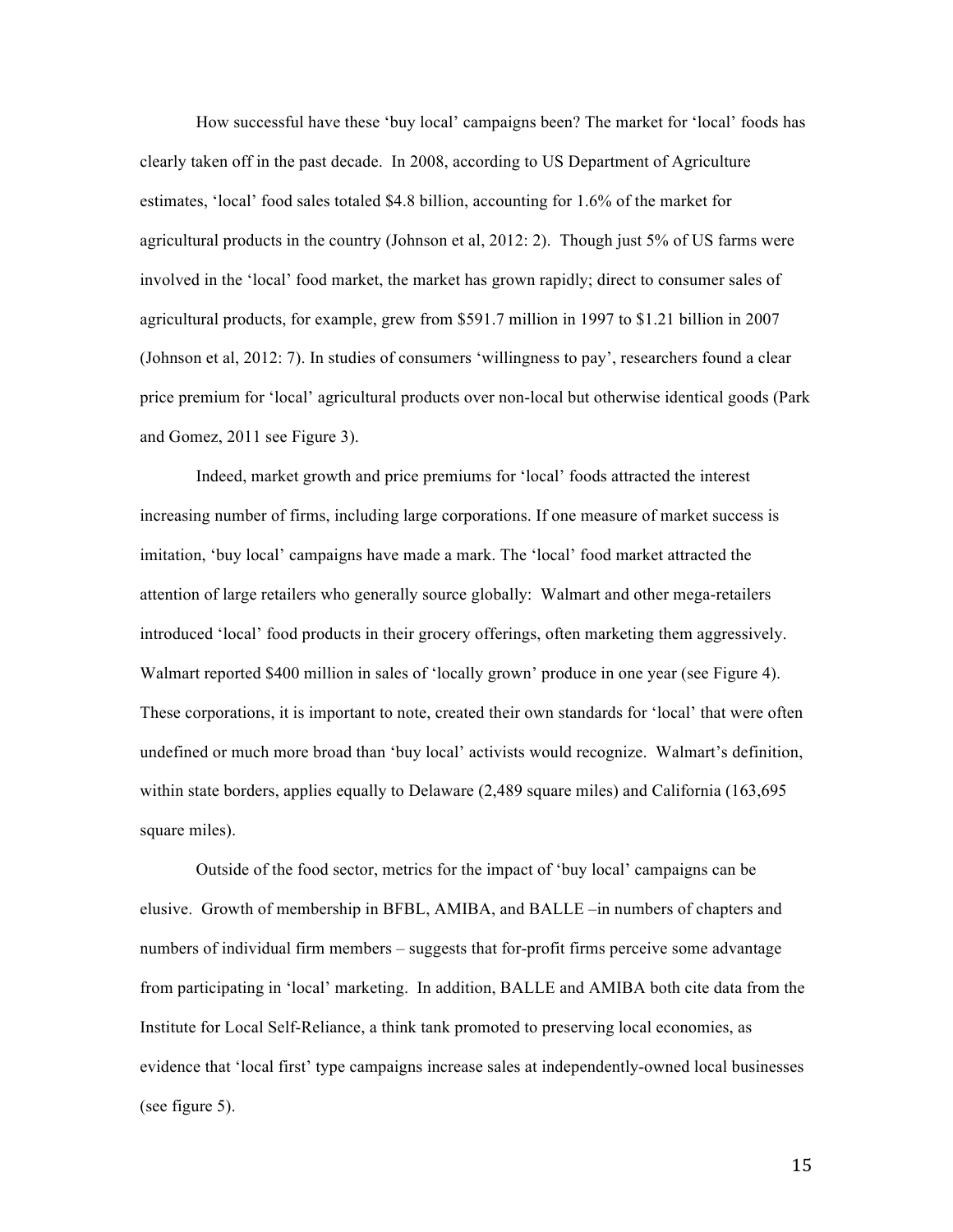How successful have these 'buy local' campaigns been? The market for 'local' foods has clearly taken off in the past decade. In 2008, according to US Department of Agriculture estimates, 'local' food sales totaled $4.8 billion, accounting for 1.6% of the market for agricultural products in the country (Johnson et al, 2012: 2). Though just 5% of US farms were involved in the 'local' food market, the market has grown rapidly; direct to consumer sales of agricultural products, for example, grew from $591.7 million in 1997 to $1.21 billion in 2007 (Johnson et al, 2012: 7). In studies of consumers 'willingness to pay', researchers found a clear price premium for 'local' agricultural products over non-local but otherwise identical goods (Park and Gomez, 2011 see Figure 3).

Indeed, market growth and price premiums for 'local' foods attracted the interest increasing number of firms, including large corporations. If one measure of market success is imitation, 'buy local' campaigns have made a mark. The 'local' food market attracted the attention of large retailers who generally source globally: Walmart and other mega-retailers introduced 'local' food products in their grocery offerings, often marketing them aggressively. Walmart reported $400 million in sales of 'locally grown' produce in one year (see Figure 4). These corporations, it is important to note, created their own standards for 'local' that were often undefined or much more broad than 'buy local' activists would recognize. Walmart's definition, within state borders, applies equally to Delaware (2,489 square miles) and California (163,695 square miles).

Outside of the food sector, metrics for the impact of 'buy local' campaigns can be elusive. Growth of membership in BFBL, AMIBA, and BALLE –in numbers of chapters and numbers of individual firm members – suggests that for-profit firms perceive some advantage from participating in 'local' marketing. In addition, BALLE and AMIBA both cite data from the Institute for Local Self-Reliance, a think tank promoted to preserving local economies, as evidence that 'local first' type campaigns increase sales at independently-owned local businesses (see figure 5).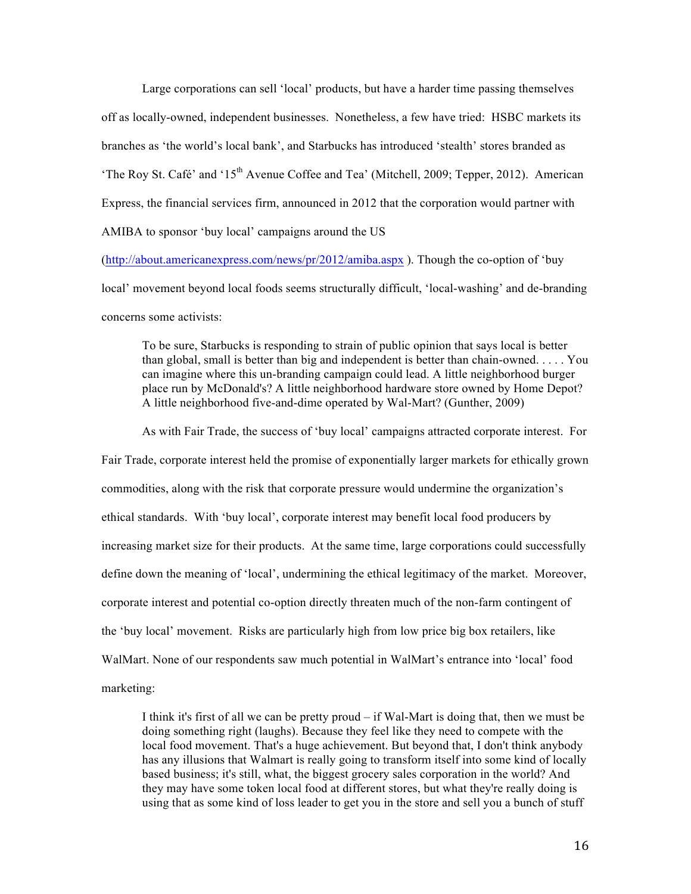Large corporations can sell 'local' products, but have a harder time passing themselves off as locally-owned, independent businesses. Nonetheless, a few have tried: HSBC markets its branches as 'the world's local bank', and Starbucks has introduced 'stealth' stores branded as 'The Roy St. Café' and '15th Avenue Coffee and Tea' (Mitchell, 2009; Tepper, 2012). American Express, the financial services firm, announced in 2012 that the corporation would partner with AMIBA to sponsor 'buy local' campaigns around the US (http://about.americanexpress.com/news/pr/2012/amiba.aspx ). Though the co-option of 'buy local' movement beyond local foods seems structurally difficult, 'local-washing' and de-branding concerns some activists:

> To be sure, Starbucks is responding to strain of public opinion that says local is better than global, small is better than big and independent is better than chain-owned. . . . . You can imagine where this un-branding campaign could lead. A little neighborhood burger place run by McDonald's? A little neighborhood hardware store owned by Home Depot? A little neighborhood five-and-dime operated by Wal-Mart? (Gunther, 2009)

As with Fair Trade, the success of 'buy local' campaigns attracted corporate interest. For Fair Trade, corporate interest held the promise of exponentially larger markets for ethically grown commodities, along with the risk that corporate pressure would undermine the organization's ethical standards. With 'buy local', corporate interest may benefit local food producers by increasing market size for their products. At the same time, large corporations could successfully define down the meaning of 'local', undermining the ethical legitimacy of the market. Moreover, corporate interest and potential co-option directly threaten much of the non-farm contingent of the 'buy local' movement. Risks are particularly high from low price big box retailers, like WalMart. None of our respondents saw much potential in WalMart's entrance into 'local' food marketing:

> I think it's first of all we can be pretty proud – if Wal-Mart is doing that, then we must be doing something right (laughs). Because they feel like they need to compete with the local food movement. That's a huge achievement. But beyond that, I don't think anybody has any illusions that Walmart is really going to transform itself into some kind of locally based business; it's still, what, the biggest grocery sales corporation in the world? And they may have some token local food at different stores, but what they're really doing is using that as some kind of loss leader to get you in the store and sell you a bunch of stuff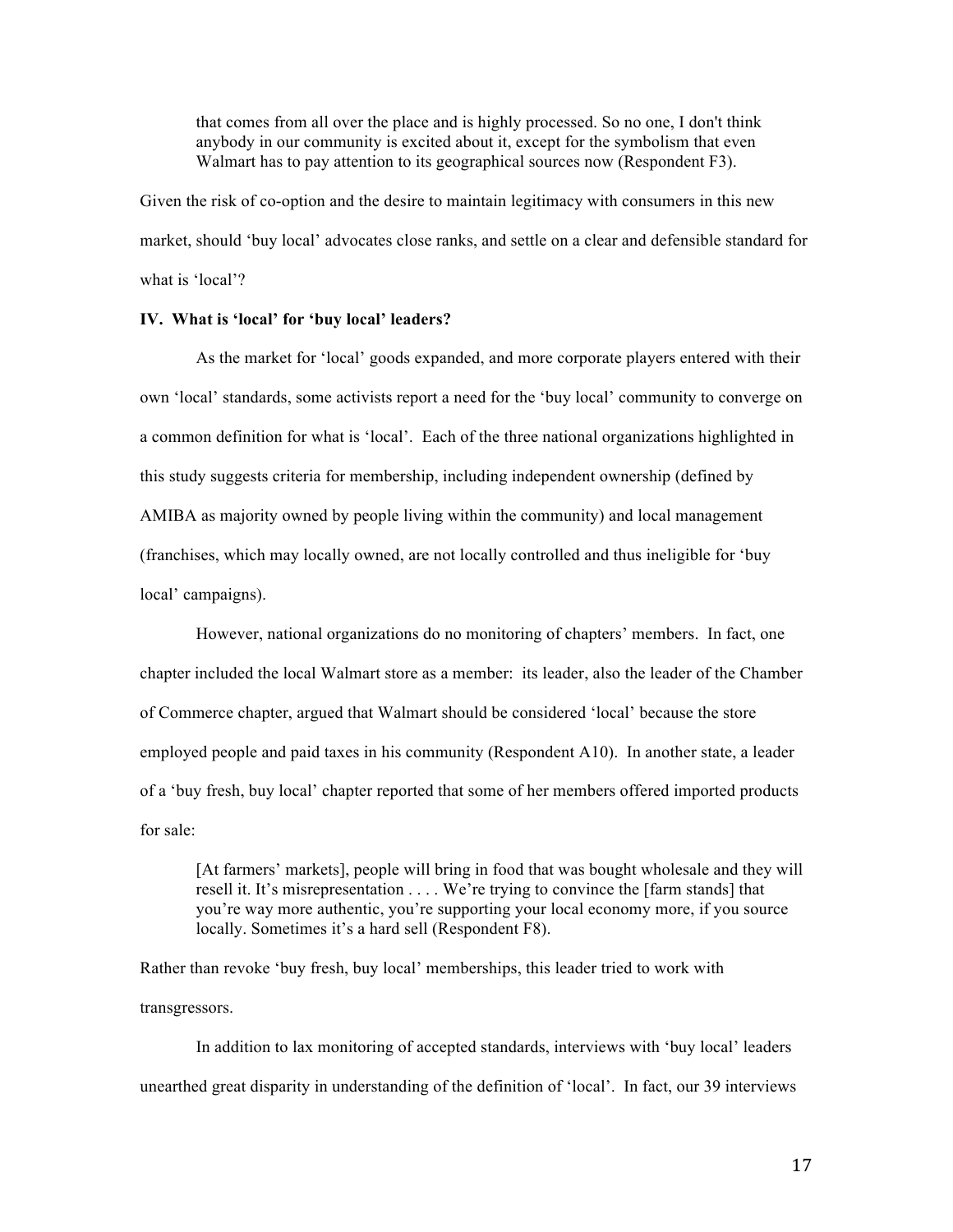> that comes from all over the place and is highly processed. So no one, I don't think anybody in our community is excited about it, except for the symbolism that even Walmart has to pay attention to its geographical sources now (Respondent F3).

Given the risk of co-option and the desire to maintain legitimacy with consumers in this new market, should 'buy local' advocates close ranks, and settle on a clear and defensible standard for what is 'local'?

**IV. What is 'local' for 'buy local' leaders?**

As the market for 'local' goods expanded, and more corporate players entered with their own 'local' standards, some activists report a need for the 'buy local' community to converge on a common definition for what is 'local'. Each of the three national organizations highlighted in this study suggests criteria for membership, including independent ownership (defined by AMIBA as majority owned by people living within the community) and local management (franchises, which may locally owned, are not locally controlled and thus ineligible for 'buy local' campaigns).

However, national organizations do no monitoring of chapters' members. In fact, one chapter included the local Walmart store as a member: its leader, also the leader of the Chamber of Commerce chapter, argued that Walmart should be considered 'local' because the store employed people and paid taxes in his community (Respondent A10). In another state, a leader of a 'buy fresh, buy local' chapter reported that some of her members offered imported products for sale:

> [At farmers' markets], people will bring in food that was bought wholesale and they will resell it. It's misrepresentation . . . . We're trying to convince the [farm stands] that you're way more authentic, you're supporting your local economy more, if you source locally. Sometimes it's a hard sell (Respondent F8).

Rather than revoke 'buy fresh, buy local' memberships, this leader tried to work with transgressors.

In addition to lax monitoring of accepted standards, interviews with 'buy local' leaders unearthed great disparity in understanding of the definition of 'local'. In fact, our 39 interviews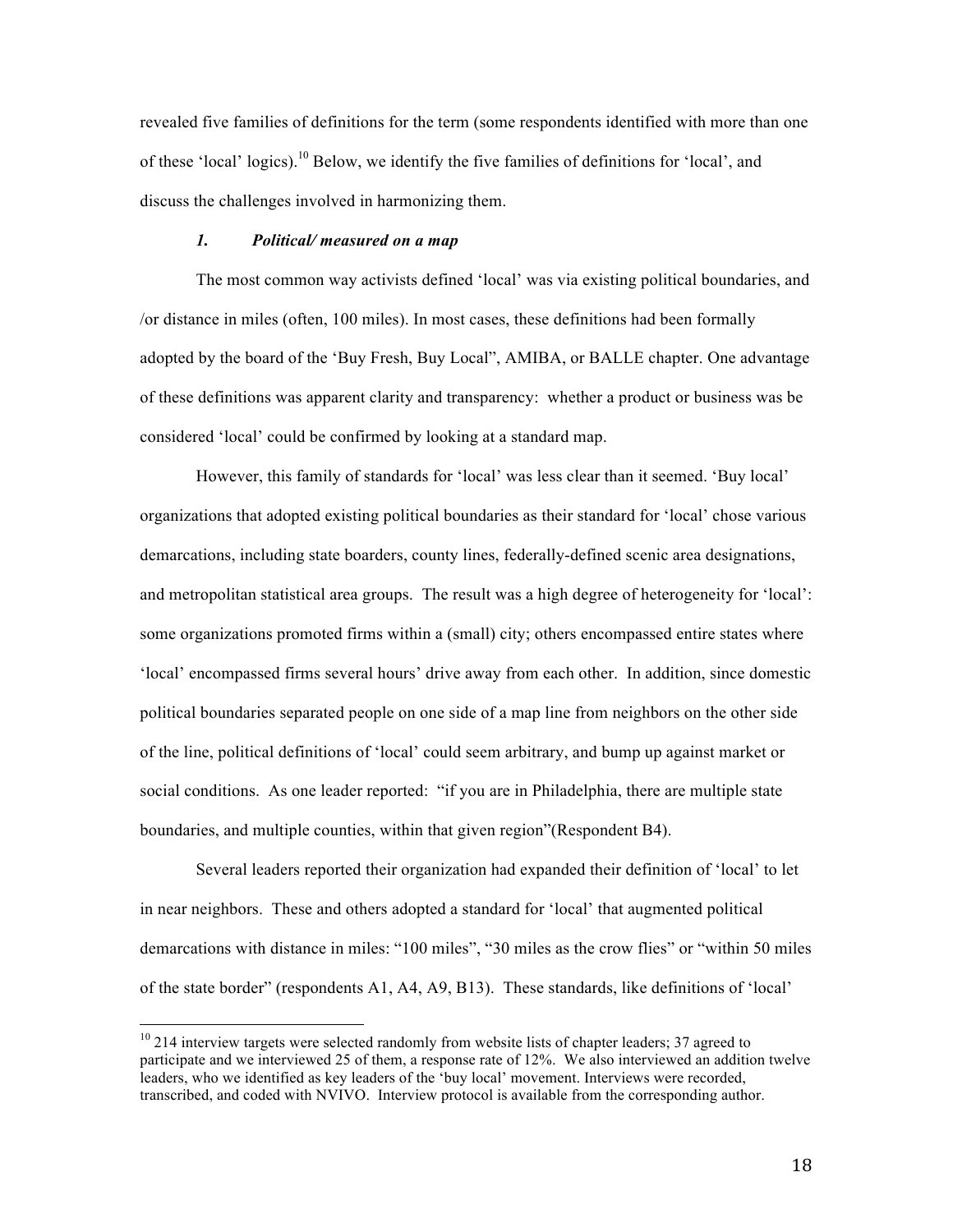revealed five families of definitions for the term (some respondents identified with more than one of these 'local' logics).[10] Below, we identify the five families of definitions for 'local', and discuss the challenges involved in harmonizing them.

### *1. Political/ measured on a map*

The most common way activists defined 'local' was via existing political boundaries, and /or distance in miles (often, 100 miles). In most cases, these definitions had been formally adopted by the board of the 'Buy Fresh, Buy Local", AMIBA, or BALLE chapter. One advantage of these definitions was apparent clarity and transparency: whether a product or business was be considered 'local' could be confirmed by looking at a standard map.

However, this family of standards for 'local' was less clear than it seemed. 'Buy local' organizations that adopted existing political boundaries as their standard for 'local' chose various demarcations, including state boarders, county lines, federally-defined scenic area designations, and metropolitan statistical area groups. The result was a high degree of heterogeneity for 'local': some organizations promoted firms within a (small) city; others encompassed entire states where 'local' encompassed firms several hours' drive away from each other. In addition, since domestic political boundaries separated people on one side of a map line from neighbors on the other side of the line, political definitions of 'local' could seem arbitrary, and bump up against market or social conditions. As one leader reported: "if you are in Philadelphia, there are multiple state boundaries, and multiple counties, within that given region"(Respondent B4).

Several leaders reported their organization had expanded their definition of 'local' to let in near neighbors. These and others adopted a standard for 'local' that augmented political demarcations with distance in miles: "100 miles", "30 miles as the crow flies" or "within 50 miles of the state border" (respondents A1, A4, A9, B13). These standards, like definitions of 'local'

[10] 214 interview targets were selected randomly from website lists of chapter leaders; 37 agreed to participate and we interviewed 25 of them, a response rate of 12%. We also interviewed an addition twelve leaders, who we identified as key leaders of the 'buy local' movement. Interviews were recorded, transcribed, and coded with NVIVO. Interview protocol is available from the corresponding author.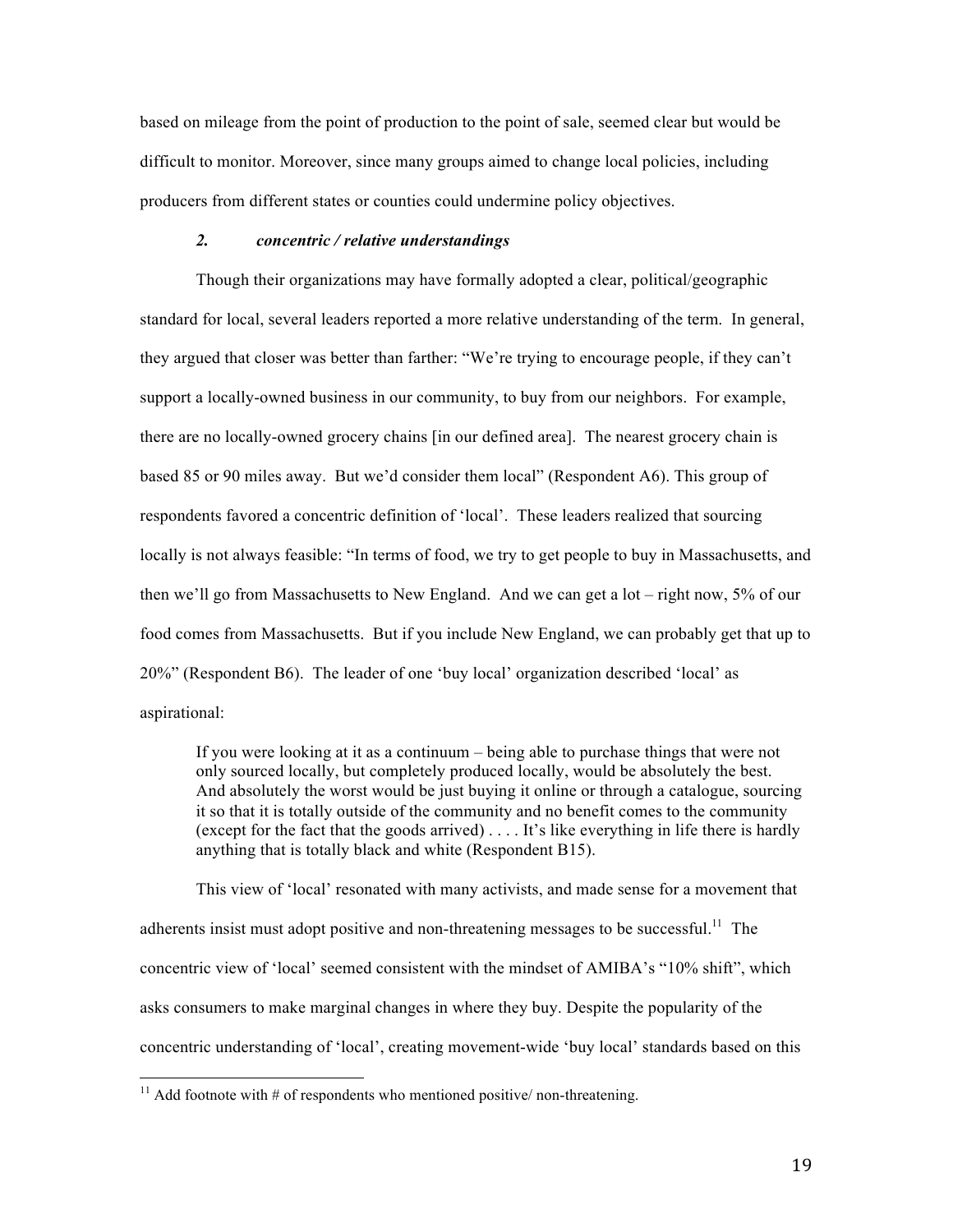based on mileage from the point of production to the point of sale, seemed clear but would be difficult to monitor. Moreover, since many groups aimed to change local policies, including producers from different states or counties could undermine policy objectives.

### *2. concentric / relative understandings*

Though their organizations may have formally adopted a clear, political/geographic standard for local, several leaders reported a more relative understanding of the term. In general, they argued that closer was better than farther: "We're trying to encourage people, if they can't support a locally-owned business in our community, to buy from our neighbors. For example, there are no locally-owned grocery chains [in our defined area]. The nearest grocery chain is based 85 or 90 miles away. But we'd consider them local" (Respondent A6). This group of respondents favored a concentric definition of 'local'. These leaders realized that sourcing locally is not always feasible: "In terms of food, we try to get people to buy in Massachusetts, and then we'll go from Massachusetts to New England. And we can get a lot – right now, 5% of our food comes from Massachusetts. But if you include New England, we can probably get that up to 20%" (Respondent B6). The leader of one 'buy local' organization described 'local' as aspirational:

> If you were looking at it as a continuum – being able to purchase things that were not only sourced locally, but completely produced locally, would be absolutely the best. And absolutely the worst would be just buying it online or through a catalogue, sourcing it so that it is totally outside of the community and no benefit comes to the community (except for the fact that the goods arrived) . . . . It's like everything in life there is hardly anything that is totally black and white (Respondent B15).

This view of 'local' resonated with many activists, and made sense for a movement that adherents insist must adopt positive and non-threatening messages to be successful.[11] The concentric view of 'local' seemed consistent with the mindset of AMIBA's "10% shift", which asks consumers to make marginal changes in where they buy. Despite the popularity of the concentric understanding of 'local', creating movement-wide 'buy local' standards based on this

---

[11] Add footnote with # of respondents who mentioned positive/ non-threatening.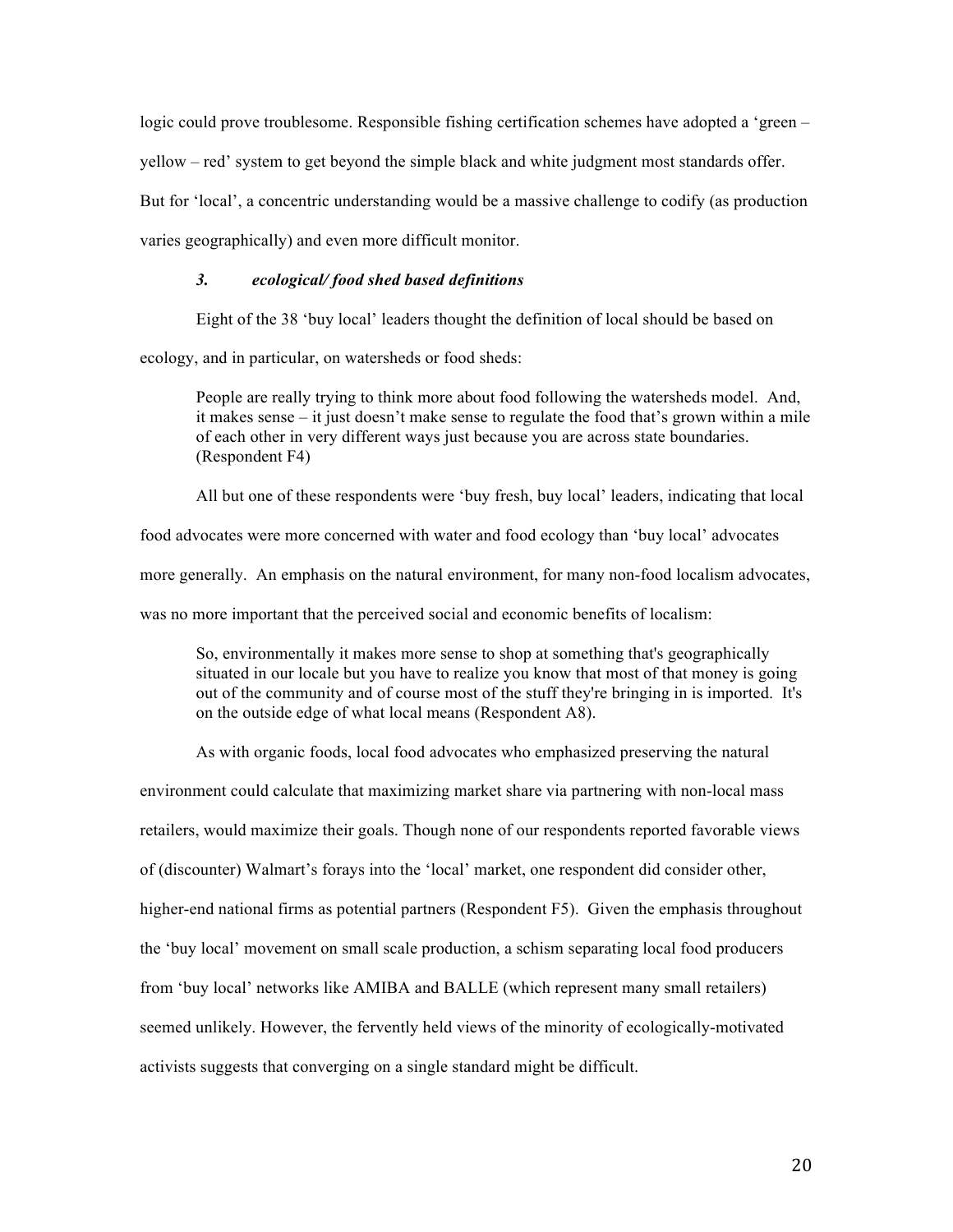logic could prove troublesome. Responsible fishing certification schemes have adopted a 'green – yellow – red' system to get beyond the simple black and white judgment most standards offer. But for 'local', a concentric understanding would be a massive challenge to codify (as production varies geographically) and even more difficult monitor.

### *3. ecological/ food shed based definitions*

Eight of the 38 'buy local' leaders thought the definition of local should be based on ecology, and in particular, on watersheds or food sheds:

> People are really trying to think more about food following the watersheds model. And, it makes sense – it just doesn't make sense to regulate the food that's grown within a mile of each other in very different ways just because you are across state boundaries. (Respondent F4)

All but one of these respondents were 'buy fresh, buy local' leaders, indicating that local food advocates were more concerned with water and food ecology than 'buy local' advocates more generally. An emphasis on the natural environment, for many non-food localism advocates, was no more important that the perceived social and economic benefits of localism:

> So, environmentally it makes more sense to shop at something that's geographically situated in our locale but you have to realize you know that most of that money is going out of the community and of course most of the stuff they're bringing in is imported. It's on the outside edge of what local means (Respondent A8).

As with organic foods, local food advocates who emphasized preserving the natural environment could calculate that maximizing market share via partnering with non-local mass retailers, would maximize their goals. Though none of our respondents reported favorable views of (discounter) Walmart's forays into the 'local' market, one respondent did consider other, higher-end national firms as potential partners (Respondent F5). Given the emphasis throughout the 'buy local' movement on small scale production, a schism separating local food producers from 'buy local' networks like AMIBA and BALLE (which represent many small retailers) seemed unlikely. However, the fervently held views of the minority of ecologically-motivated activists suggests that converging on a single standard might be difficult.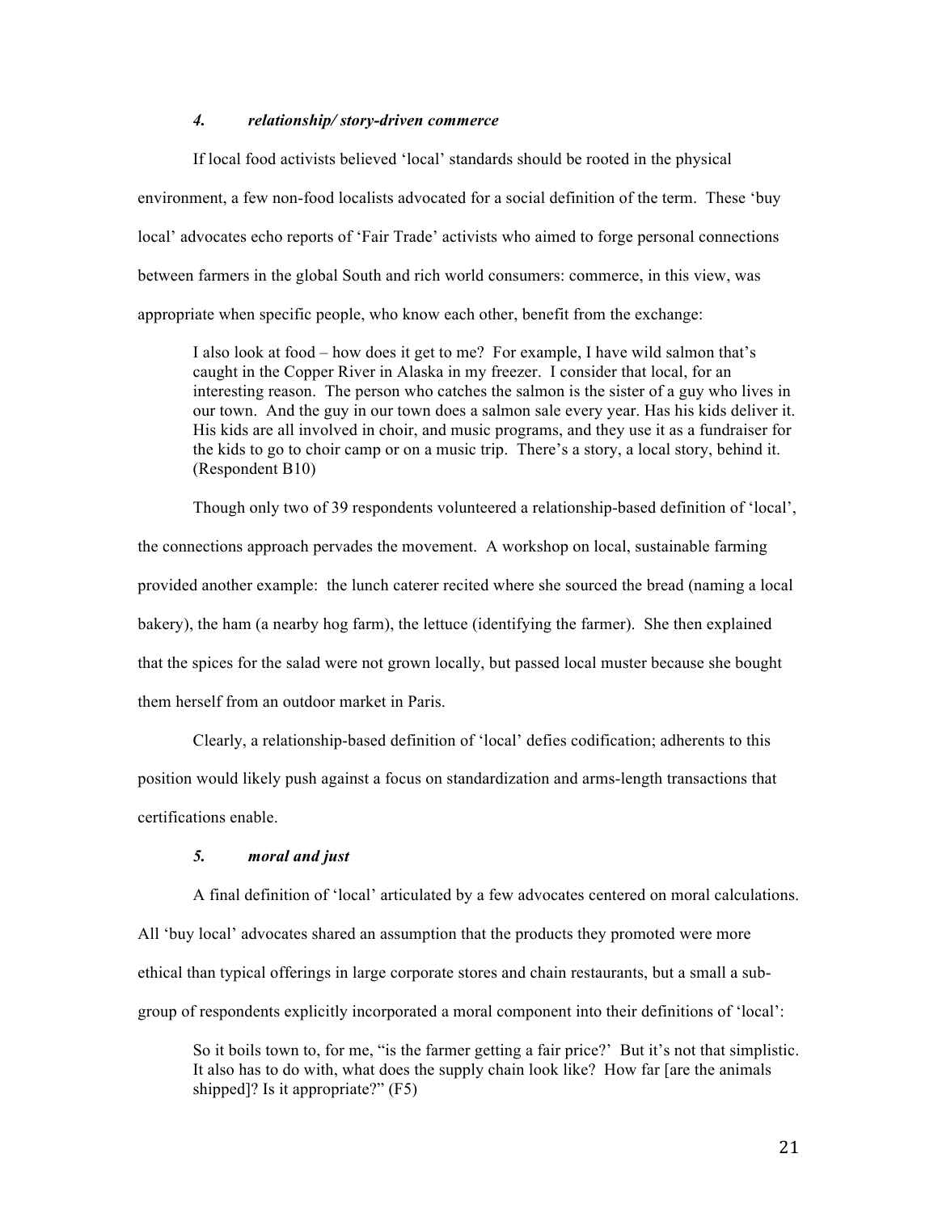### *4. relationship/ story-driven commerce*

If local food activists believed 'local' standards should be rooted in the physical environment, a few non-food localists advocated for a social definition of the term. These 'buy local' advocates echo reports of 'Fair Trade' activists who aimed to forge personal connections between farmers in the global South and rich world consumers: commerce, in this view, was appropriate when specific people, who know each other, benefit from the exchange:

> I also look at food – how does it get to me? For example, I have wild salmon that's caught in the Copper River in Alaska in my freezer. I consider that local, for an interesting reason. The person who catches the salmon is the sister of a guy who lives in our town. And the guy in our town does a salmon sale every year. Has his kids deliver it. His kids are all involved in choir, and music programs, and they use it as a fundraiser for the kids to go to choir camp or on a music trip. There's a story, a local story, behind it. (Respondent B10)

Though only two of 39 respondents volunteered a relationship-based definition of 'local', the connections approach pervades the movement. A workshop on local, sustainable farming provided another example: the lunch caterer recited where she sourced the bread (naming a local bakery), the ham (a nearby hog farm), the lettuce (identifying the farmer). She then explained that the spices for the salad were not grown locally, but passed local muster because she bought them herself from an outdoor market in Paris.

Clearly, a relationship-based definition of 'local' defies codification; adherents to this position would likely push against a focus on standardization and arms-length transactions that certifications enable.

### *5. moral and just*

A final definition of 'local' articulated by a few advocates centered on moral calculations. All 'buy local' advocates shared an assumption that the products they promoted were more ethical than typical offerings in large corporate stores and chain restaurants, but a small a sub-group of respondents explicitly incorporated a moral component into their definitions of 'local':

> So it boils town to, for me, "is the farmer getting a fair price?' But it's not that simplistic. It also has to do with, what does the supply chain look like? How far [are the animals shipped]? Is it appropriate?" (F5)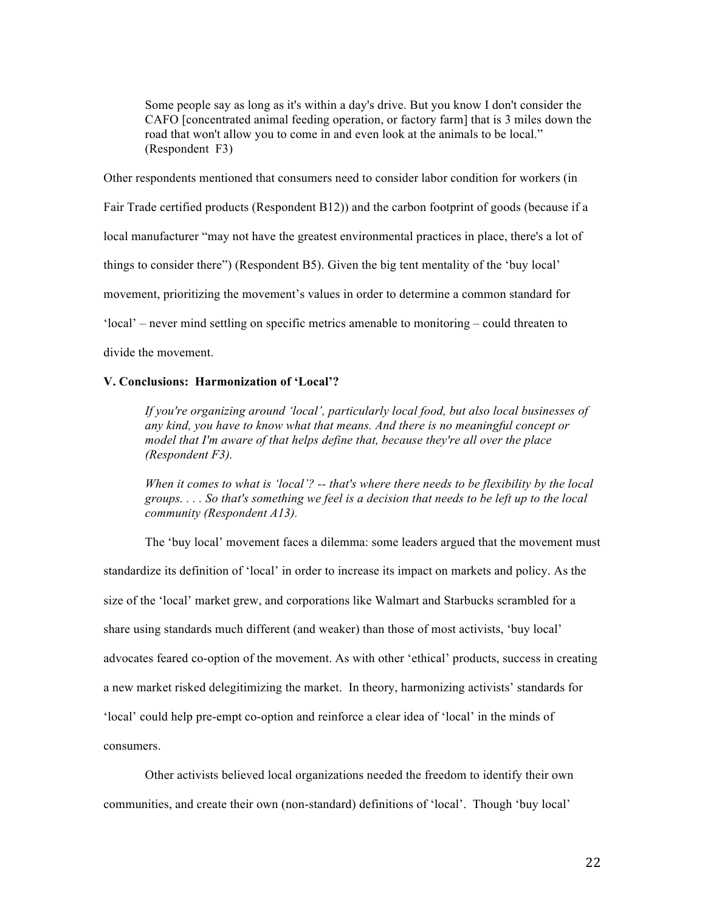> Some people say as long as it's within a day's drive. But you know I don't consider the CAFO [concentrated animal feeding operation, or factory farm] that is 3 miles down the road that won't allow you to come in and even look at the animals to be local." (Respondent F3)

Other respondents mentioned that consumers need to consider labor condition for workers (in Fair Trade certified products (Respondent B12)) and the carbon footprint of goods (because if a local manufacturer "may not have the greatest environmental practices in place, there's a lot of things to consider there") (Respondent B5). Given the big tent mentality of the 'buy local' movement, prioritizing the movement's values in order to determine a common standard for 'local' – never mind settling on specific metrics amenable to monitoring – could threaten to divide the movement.

### V. Conclusions: Harmonization of 'Local'?

> *If you're organizing around 'local', particularly local food, but also local businesses of any kind, you have to know what that means. And there is no meaningful concept or model that I'm aware of that helps define that, because they're all over the place (Respondent F3).*

> *When it comes to what is 'local'? -- that's where there needs to be flexibility by the local groups. . . . So that's something we feel is a decision that needs to be left up to the local community (Respondent A13).*

The 'buy local' movement faces a dilemma: some leaders argued that the movement must standardize its definition of 'local' in order to increase its impact on markets and policy. As the size of the 'local' market grew, and corporations like Walmart and Starbucks scrambled for a share using standards much different (and weaker) than those of most activists, 'buy local' advocates feared co-option of the movement. As with other 'ethical' products, success in creating a new market risked delegitimizing the market. In theory, harmonizing activists' standards for 'local' could help pre-empt co-option and reinforce a clear idea of 'local' in the minds of consumers.

Other activists believed local organizations needed the freedom to identify their own communities, and create their own (non-standard) definitions of 'local'. Though 'buy local'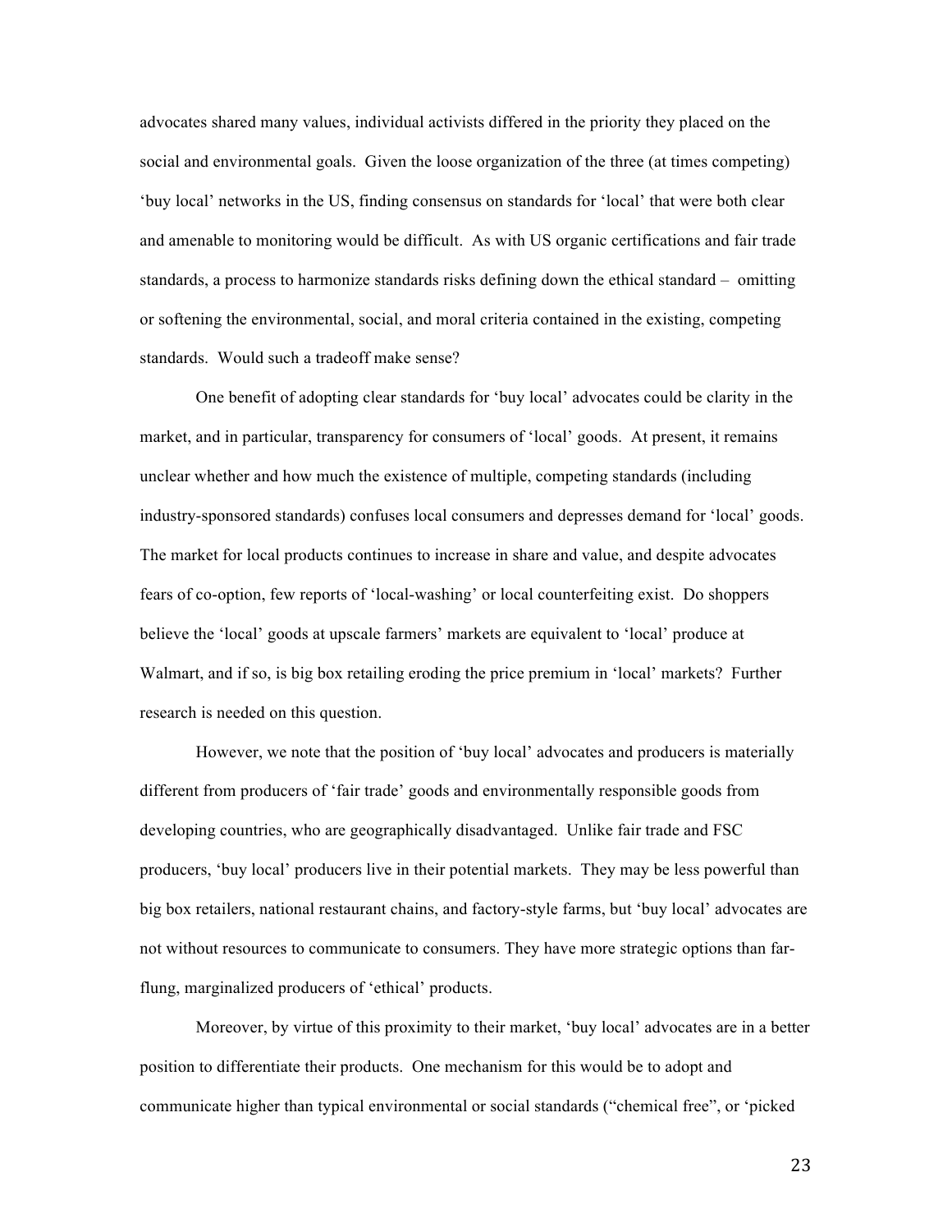advocates shared many values, individual activists differed in the priority they placed on the social and environmental goals. Given the loose organization of the three (at times competing) 'buy local' networks in the US, finding consensus on standards for 'local' that were both clear and amenable to monitoring would be difficult. As with US organic certifications and fair trade standards, a process to harmonize standards risks defining down the ethical standard – omitting or softening the environmental, social, and moral criteria contained in the existing, competing standards. Would such a tradeoff make sense?

One benefit of adopting clear standards for 'buy local' advocates could be clarity in the market, and in particular, transparency for consumers of 'local' goods. At present, it remains unclear whether and how much the existence of multiple, competing standards (including industry-sponsored standards) confuses local consumers and depresses demand for 'local' goods. The market for local products continues to increase in share and value, and despite advocates fears of co-option, few reports of 'local-washing' or local counterfeiting exist. Do shoppers believe the 'local' goods at upscale farmers' markets are equivalent to 'local' produce at Walmart, and if so, is big box retailing eroding the price premium in 'local' markets? Further research is needed on this question.

However, we note that the position of 'buy local' advocates and producers is materially different from producers of 'fair trade' goods and environmentally responsible goods from developing countries, who are geographically disadvantaged. Unlike fair trade and FSC producers, 'buy local' producers live in their potential markets. They may be less powerful than big box retailers, national restaurant chains, and factory-style farms, but 'buy local' advocates are not without resources to communicate to consumers. They have more strategic options than far-flung, marginalized producers of 'ethical' products.

Moreover, by virtue of this proximity to their market, 'buy local' advocates are in a better position to differentiate their products. One mechanism for this would be to adopt and communicate higher than typical environmental or social standards ("chemical free", or 'picked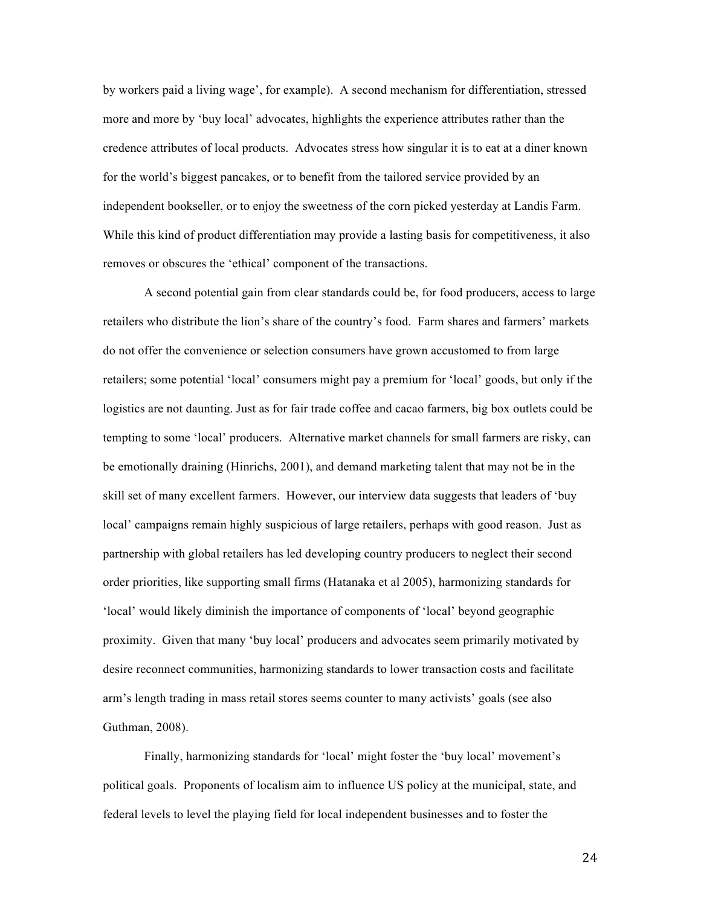by workers paid a living wage', for example). A second mechanism for differentiation, stressed more and more by 'buy local' advocates, highlights the experience attributes rather than the credence attributes of local products. Advocates stress how singular it is to eat at a diner known for the world's biggest pancakes, or to benefit from the tailored service provided by an independent bookseller, or to enjoy the sweetness of the corn picked yesterday at Landis Farm. While this kind of product differentiation may provide a lasting basis for competitiveness, it also removes or obscures the 'ethical' component of the transactions.

A second potential gain from clear standards could be, for food producers, access to large retailers who distribute the lion's share of the country's food. Farm shares and farmers' markets do not offer the convenience or selection consumers have grown accustomed to from large retailers; some potential 'local' consumers might pay a premium for 'local' goods, but only if the logistics are not daunting. Just as for fair trade coffee and cacao farmers, big box outlets could be tempting to some 'local' producers. Alternative market channels for small farmers are risky, can be emotionally draining (Hinrichs, 2001), and demand marketing talent that may not be in the skill set of many excellent farmers. However, our interview data suggests that leaders of 'buy local' campaigns remain highly suspicious of large retailers, perhaps with good reason. Just as partnership with global retailers has led developing country producers to neglect their second order priorities, like supporting small firms (Hatanaka et al 2005), harmonizing standards for 'local' would likely diminish the importance of components of 'local' beyond geographic proximity. Given that many 'buy local' producers and advocates seem primarily motivated by desire reconnect communities, harmonizing standards to lower transaction costs and facilitate arm's length trading in mass retail stores seems counter to many activists' goals (see also Guthman, 2008).

Finally, harmonizing standards for 'local' might foster the 'buy local' movement's political goals. Proponents of localism aim to influence US policy at the municipal, state, and federal levels to level the playing field for local independent businesses and to foster the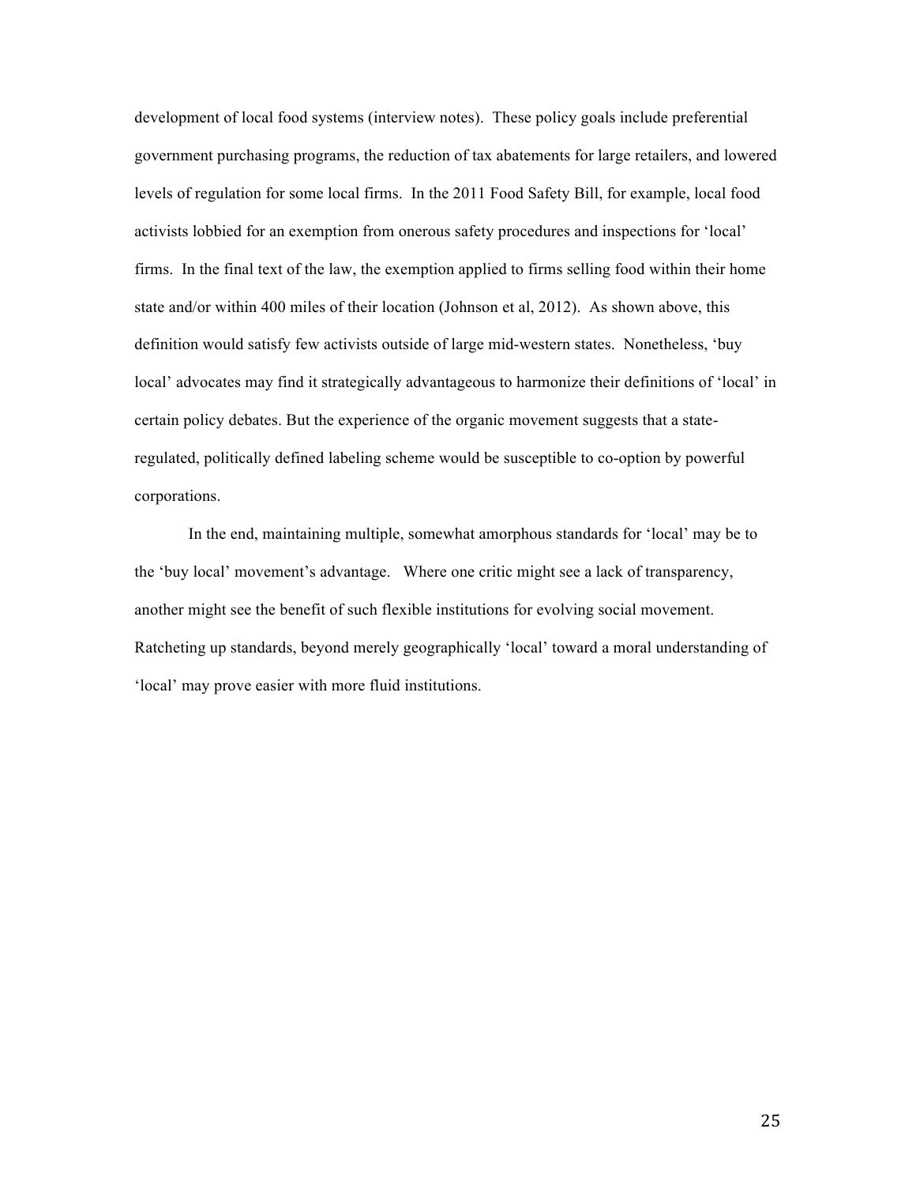development of local food systems (interview notes). These policy goals include preferential government purchasing programs, the reduction of tax abatements for large retailers, and lowered levels of regulation for some local firms. In the 2011 Food Safety Bill, for example, local food activists lobbied for an exemption from onerous safety procedures and inspections for 'local' firms. In the final text of the law, the exemption applied to firms selling food within their home state and/or within 400 miles of their location (Johnson et al, 2012). As shown above, this definition would satisfy few activists outside of large mid-western states. Nonetheless, 'buy local' advocates may find it strategically advantageous to harmonize their definitions of 'local' in certain policy debates. But the experience of the organic movement suggests that a state-regulated, politically defined labeling scheme would be susceptible to co-option by powerful corporations.

In the end, maintaining multiple, somewhat amorphous standards for 'local' may be to the 'buy local' movement's advantage. Where one critic might see a lack of transparency, another might see the benefit of such flexible institutions for evolving social movement. Ratcheting up standards, beyond merely geographically 'local' toward a moral understanding of 'local' may prove easier with more fluid institutions.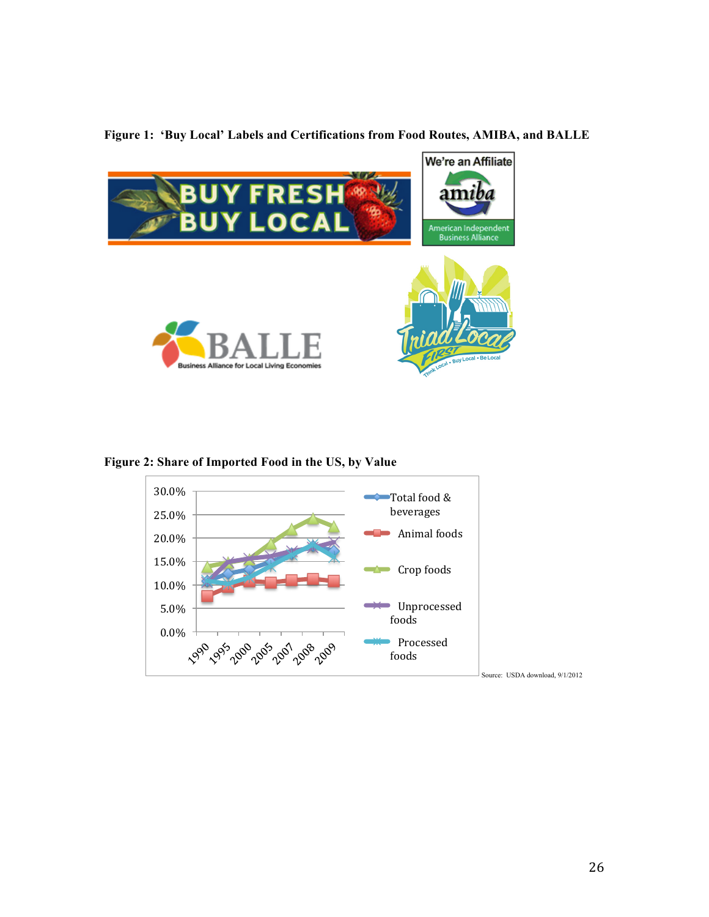**Figure 1: 'Buy Local' Labels and Certifications from Food Routes, AMIBA, and BALLE**

**Figure 2: Share of Imported Food in the US, by Value**

Source: USDA download, 9/1/2012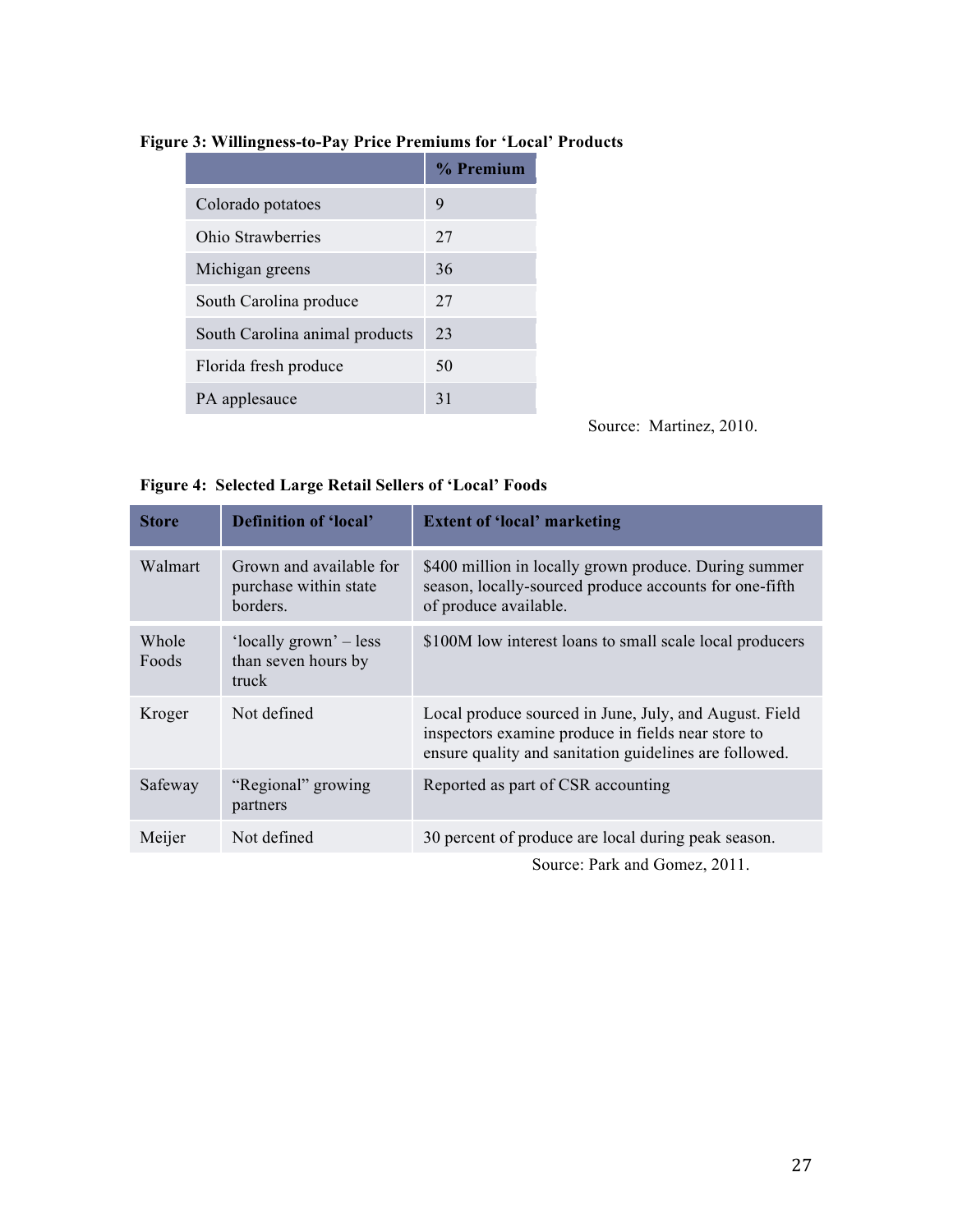**Figure 3: Willingness-to-Pay Price Premiums for 'Local' Products**

| | % Premium |
|---|---|
| Colorado potatoes | 9 |
| Ohio Strawberries | 27 |
| Michigan greens | 36 |
| South Carolina produce | 27 |
| South Carolina animal products | 23 |
| Florida fresh produce | 50 |
| PA applesauce | 31 |

Source: Martinez, 2010.

**Figure 4: Selected Large Retail Sellers of 'Local' Foods**

| Store | Definition of 'local' | Extent of 'local' marketing |
|---|---|---|
| Walmart | Grown and available for purchase within state borders. | $400 million in locally grown produce. During summer season, locally-sourced produce accounts for one-fifth of produce available. |
| Whole Foods | 'locally grown' – less than seven hours by truck | $100M low interest loans to small scale local producers |
| Kroger | Not defined | Local produce sourced in June, July, and August. Field inspectors examine produce in fields near store to ensure quality and sanitation guidelines are followed. |
| Safeway | "Regional" growing partners | Reported as part of CSR accounting |
| Meijer | Not defined | 30 percent of produce are local during peak season. |

Source: Park and Gomez, 2011.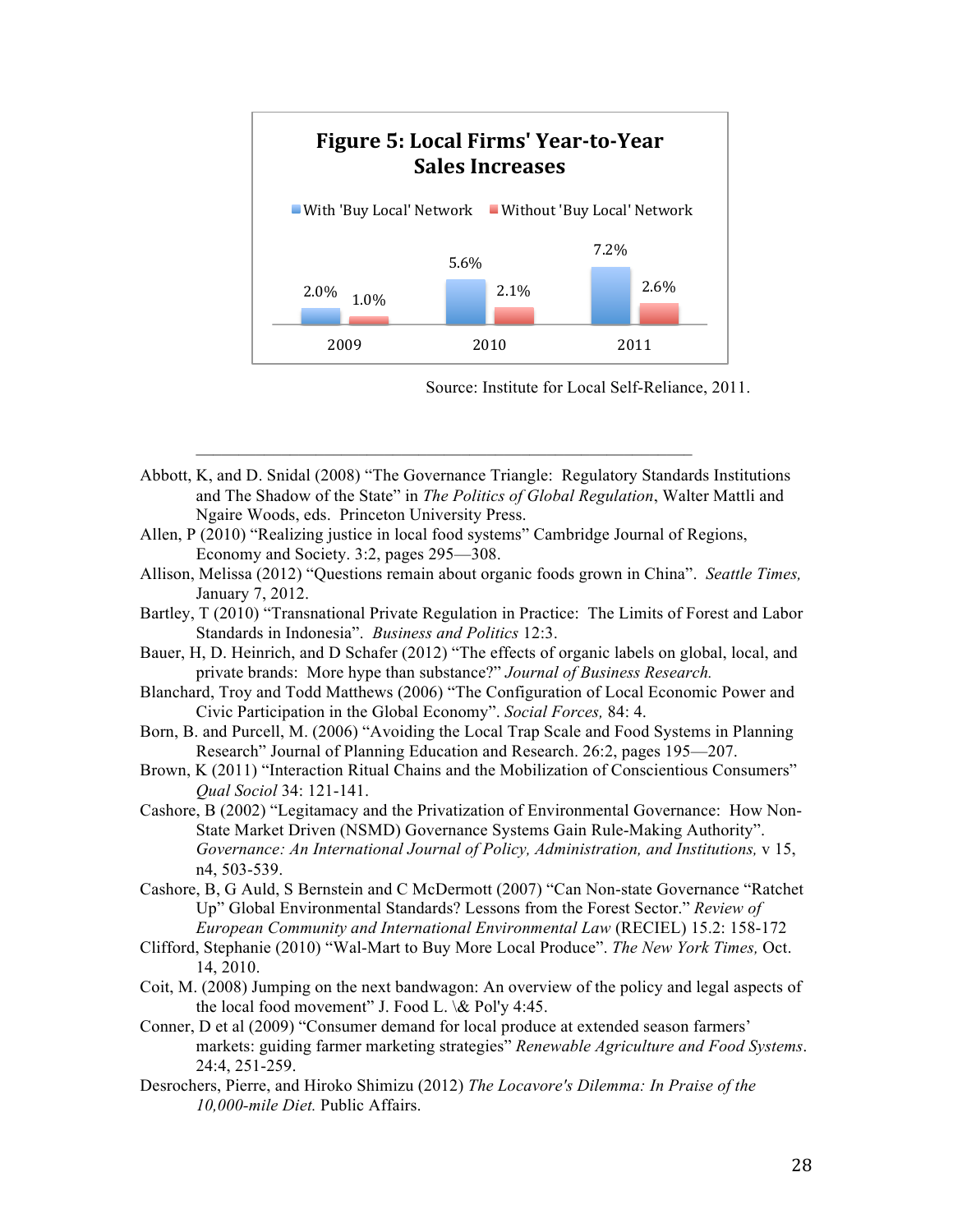**Figure 5: Local Firms' Year-to-Year Sales Increases**

| Year | With 'Buy Local' Network | Without 'Buy Local' Network |
|---|---|---|
| 2009 | 2.0% | 1.0% |
| 2010 | 5.6% | 2.1% |
| 2011 | 7.2% | 2.6% |

Source: Institute for Local Self-Reliance, 2011.

---

Abbott, K, and D. Snidal (2008) "The Governance Triangle: Regulatory Standards Institutions and The Shadow of the State" in *The Politics of Global Regulation*, Walter Mattli and Ngaire Woods, eds. Princeton University Press.

Allen, P (2010) "Realizing justice in local food systems" Cambridge Journal of Regions, Economy and Society. 3:2, pages 295—308.

Allison, Melissa (2012) "Questions remain about organic foods grown in China". *Seattle Times,* January 7, 2012.

Bartley, T (2010) "Transnational Private Regulation in Practice: The Limits of Forest and Labor Standards in Indonesia". *Business and Politics* 12:3.

Bauer, H, D. Heinrich, and D Schafer (2012) "The effects of organic labels on global, local, and private brands: More hype than substance?" *Journal of Business Research.*

Blanchard, Troy and Todd Matthews (2006) "The Configuration of Local Economic Power and Civic Participation in the Global Economy". *Social Forces,* 84: 4.

Born, B. and Purcell, M. (2006) "Avoiding the Local Trap Scale and Food Systems in Planning Research" Journal of Planning Education and Research. 26:2, pages 195—207.

Brown, K (2011) "Interaction Ritual Chains and the Mobilization of Conscientious Consumers" *Qual Sociol* 34: 121-141.

Cashore, B (2002) "Legitamacy and the Privatization of Environmental Governance: How Non-State Market Driven (NSMD) Governance Systems Gain Rule-Making Authority". *Governance: An International Journal of Policy, Administration, and Institutions,* v 15, n4, 503-539.

Cashore, B, G Auld, S Bernstein and C McDermott (2007) "Can Non-state Governance "Ratchet Up" Global Environmental Standards? Lessons from the Forest Sector." *Review of European Community and International Environmental Law* (RECIEL) 15.2: 158-172

Clifford, Stephanie (2010) "Wal-Mart to Buy More Local Produce". *The New York Times,* Oct. 14, 2010.

Coit, M. (2008) Jumping on the next bandwagon: An overview of the policy and legal aspects of the local food movement" J. Food L. \& Pol'y 4:45.

Conner, D et al (2009) "Consumer demand for local produce at extended season farmers' markets: guiding farmer marketing strategies" *Renewable Agriculture and Food Systems*. 24:4, 251-259.

Desrochers, Pierre, and Hiroko Shimizu (2012) *The Locavore's Dilemma: In Praise of the 10,000-mile Diet.* Public Affairs.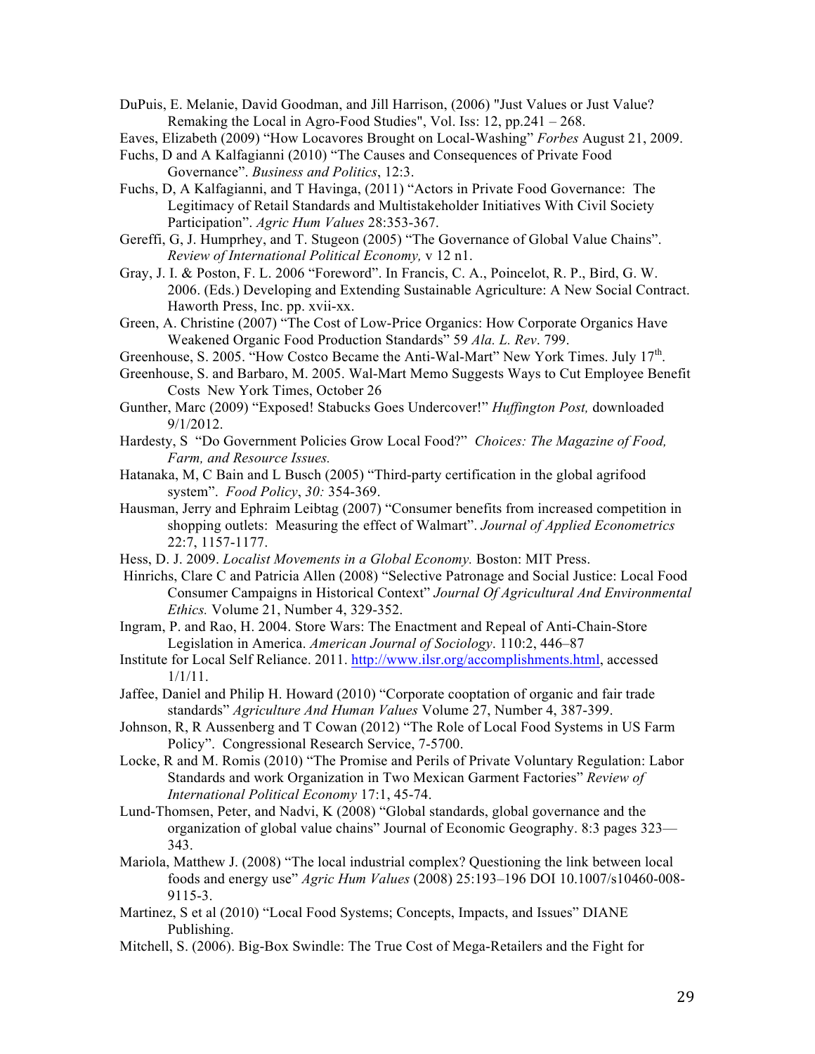DuPuis, E. Melanie, David Goodman, and Jill Harrison, (2006) "Just Values or Just Value? Remaking the Local in Agro-Food Studies", Vol. Iss: 12, pp.241 – 268.

Eaves, Elizabeth (2009) "How Locavores Brought on Local-Washing" *Forbes* August 21, 2009.

Fuchs, D and A Kalfagianni (2010) "The Causes and Consequences of Private Food Governance". *Business and Politics*, 12:3.

Fuchs, D, A Kalfagianni, and T Havinga, (2011) "Actors in Private Food Governance: The Legitimacy of Retail Standards and Multistakeholder Initiatives With Civil Society Participation". *Agric Hum Values* 28:353-367.

Gereffi, G, J. Humphrey, and T. Stugeon (2005) "The Governance of Global Value Chains". *Review of International Political Economy,* v 12 n1.

Gray, J. I. & Poston, F. L. 2006 "Foreword". In Francis, C. A., Poincelot, R. P., Bird, G. W. 2006. (Eds.) Developing and Extending Sustainable Agriculture: A New Social Contract. Haworth Press, Inc. pp. xvii-xx.

Green, A. Christine (2007) "The Cost of Low-Price Organics: How Corporate Organics Have Weakened Organic Food Production Standards" 59 *Ala. L. Rev*. 799.

Greenhouse, S. 2005. "How Costco Became the Anti-Wal-Mart" New York Times. July 17th.

Greenhouse, S. and Barbaro, M. 2005. Wal-Mart Memo Suggests Ways to Cut Employee Benefit Costs New York Times, October 26

Gunther, Marc (2009) "Exposed! Stabucks Goes Undercover!" *Huffington Post,* downloaded 9/1/2012.

Hardesty, S "Do Government Policies Grow Local Food?" *Choices: The Magazine of Food, Farm, and Resource Issues.*

Hatanaka, M, C Bain and L Busch (2005) "Third-party certification in the global agrifood system". *Food Policy*, *30:* 354-369.

Hausman, Jerry and Ephraim Leibtag (2007) "Consumer benefits from increased competition in shopping outlets: Measuring the effect of Walmart". *Journal of Applied Econometrics* 22:7, 1157-1177.

Hess, D. J. 2009. *Localist Movements in a Global Economy.* Boston: MIT Press.

Hinrichs, Clare C and Patricia Allen (2008) "Selective Patronage and Social Justice: Local Food Consumer Campaigns in Historical Context" *Journal Of Agricultural And Environmental Ethics.* Volume 21, Number 4, 329-352.

Ingram, P. and Rao, H. 2004. Store Wars: The Enactment and Repeal of Anti-Chain-Store Legislation in America. *American Journal of Sociology*. 110:2, 446–87

Institute for Local Self Reliance. 2011. http://www.ilsr.org/accomplishments.html, accessed 1/1/11.

Jaffee, Daniel and Philip H. Howard (2010) "Corporate cooptation of organic and fair trade standards" *Agriculture And Human Values* Volume 27, Number 4, 387-399.

Johnson, R, R Aussenberg and T Cowan (2012) "The Role of Local Food Systems in US Farm Policy". Congressional Research Service, 7-5700.

Locke, R and M. Romis (2010) "The Promise and Perils of Private Voluntary Regulation: Labor Standards and work Organization in Two Mexican Garment Factories" *Review of International Political Economy* 17:1, 45-74.

Lund-Thomsen, Peter, and Nadvi, K (2008) "Global standards, global governance and the organization of global value chains" Journal of Economic Geography. 8:3 pages 323—343.

Mariola, Matthew J. (2008) "The local industrial complex? Questioning the link between local foods and energy use" *Agric Hum Values* (2008) 25:193–196 DOI 10.1007/s10460-008-9115-3.

Martinez, S et al (2010) "Local Food Systems; Concepts, Impacts, and Issues" DIANE Publishing.

Mitchell, S. (2006). Big-Box Swindle: The True Cost of Mega-Retailers and the Fight for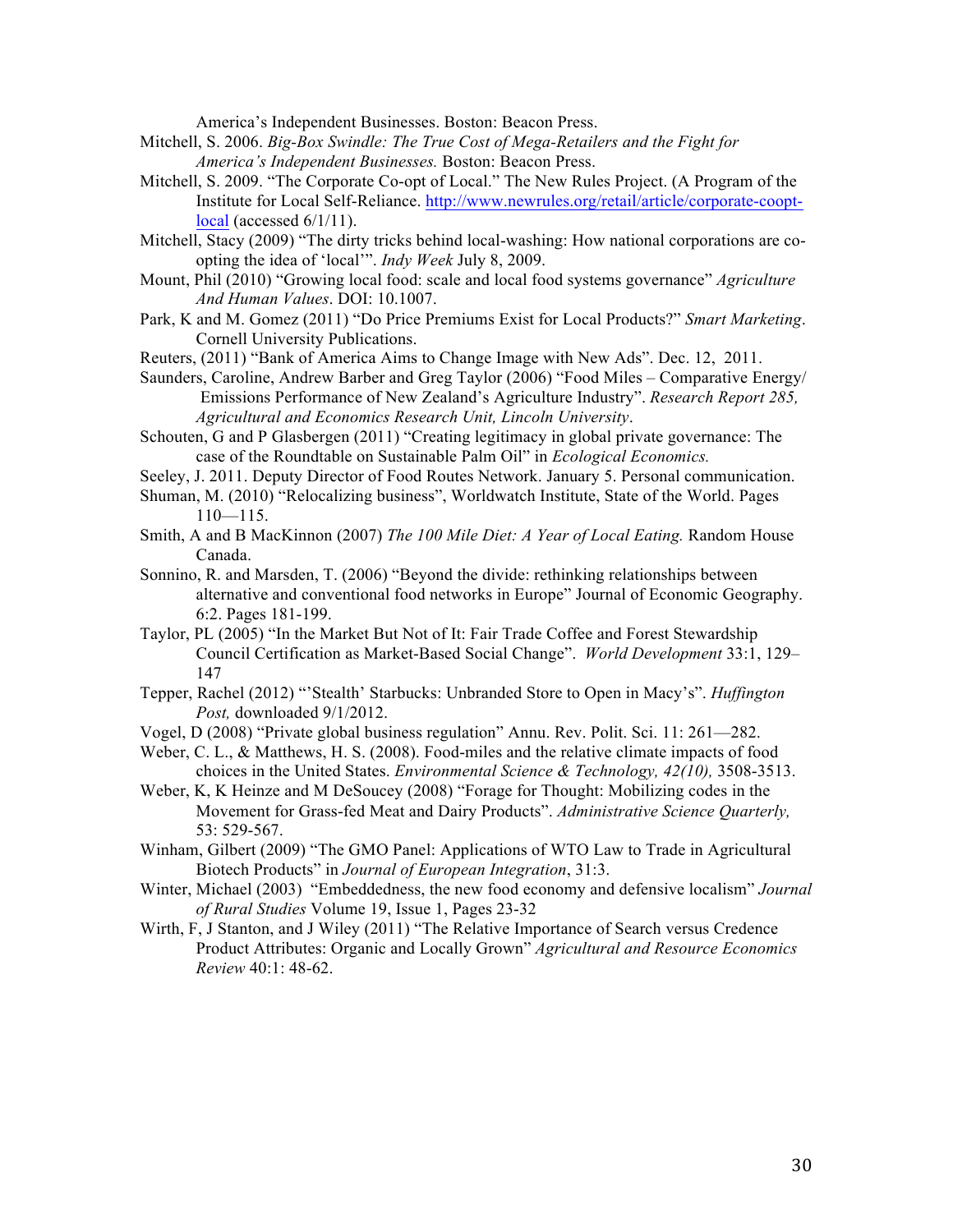America's Independent Businesses. Boston: Beacon Press.

Mitchell, S. 2006. *Big-Box Swindle: The True Cost of Mega-Retailers and the Fight for America's Independent Businesses.* Boston: Beacon Press.

Mitchell, S. 2009. "The Corporate Co-opt of Local." The New Rules Project. (A Program of the Institute for Local Self-Reliance. http://www.newrules.org/retail/article/corporate-coopt-local (accessed 6/1/11).

Mitchell, Stacy (2009) "The dirty tricks behind local-washing: How national corporations are co-opting the idea of 'local'". *Indy Week* July 8, 2009.

Mount, Phil (2010) "Growing local food: scale and local food systems governance" *Agriculture And Human Values*. DOI: 10.1007.

Park, K and M. Gomez (2011) "Do Price Premiums Exist for Local Products?" *Smart Marketing*. Cornell University Publications.

Reuters, (2011) "Bank of America Aims to Change Image with New Ads". Dec. 12, 2011.

Saunders, Caroline, Andrew Barber and Greg Taylor (2006) "Food Miles – Comparative Energy/ Emissions Performance of New Zealand's Agriculture Industry". *Research Report 285, Agricultural and Economics Research Unit, Lincoln University*.

Schouten, G and P Glasbergen (2011) "Creating legitimacy in global private governance: The case of the Roundtable on Sustainable Palm Oil" in *Ecological Economics.*

Seeley, J. 2011. Deputy Director of Food Routes Network. January 5. Personal communication.

Shuman, M. (2010) "Relocalizing business", Worldwatch Institute, State of the World. Pages 110—115.

Smith, A and B MacKinnon (2007) *The 100 Mile Diet: A Year of Local Eating.* Random House Canada.

Sonnino, R. and Marsden, T. (2006) "Beyond the divide: rethinking relationships between alternative and conventional food networks in Europe" Journal of Economic Geography. 6:2. Pages 181-199.

Taylor, PL (2005) "In the Market But Not of It: Fair Trade Coffee and Forest Stewardship Council Certification as Market-Based Social Change". *World Development* 33:1, 129–147

Tepper, Rachel (2012) "'Stealth' Starbucks: Unbranded Store to Open in Macy's". *Huffington Post,* downloaded 9/1/2012.

Vogel, D (2008) "Private global business regulation" Annu. Rev. Polit. Sci. 11: 261—282.

Weber, C. L., & Matthews, H. S. (2008). Food-miles and the relative climate impacts of food choices in the United States. *Environmental Science & Technology, 42(10),* 3508-3513.

Weber, K, K Heinze and M DeSoucey (2008) "Forage for Thought: Mobilizing codes in the Movement for Grass-fed Meat and Dairy Products". *Administrative Science Quarterly,* 53: 529-567.

Winham, Gilbert (2009) "The GMO Panel: Applications of WTO Law to Trade in Agricultural Biotech Products" in *Journal of European Integration*, 31:3.

Winter, Michael (2003) "Embeddedness, the new food economy and defensive localism" *Journal of Rural Studies* Volume 19, Issue 1, Pages 23-32

Wirth, F, J Stanton, and J Wiley (2011) "The Relative Importance of Search versus Credence Product Attributes: Organic and Locally Grown" *Agricultural and Resource Economics Review* 40:1: 48-62.